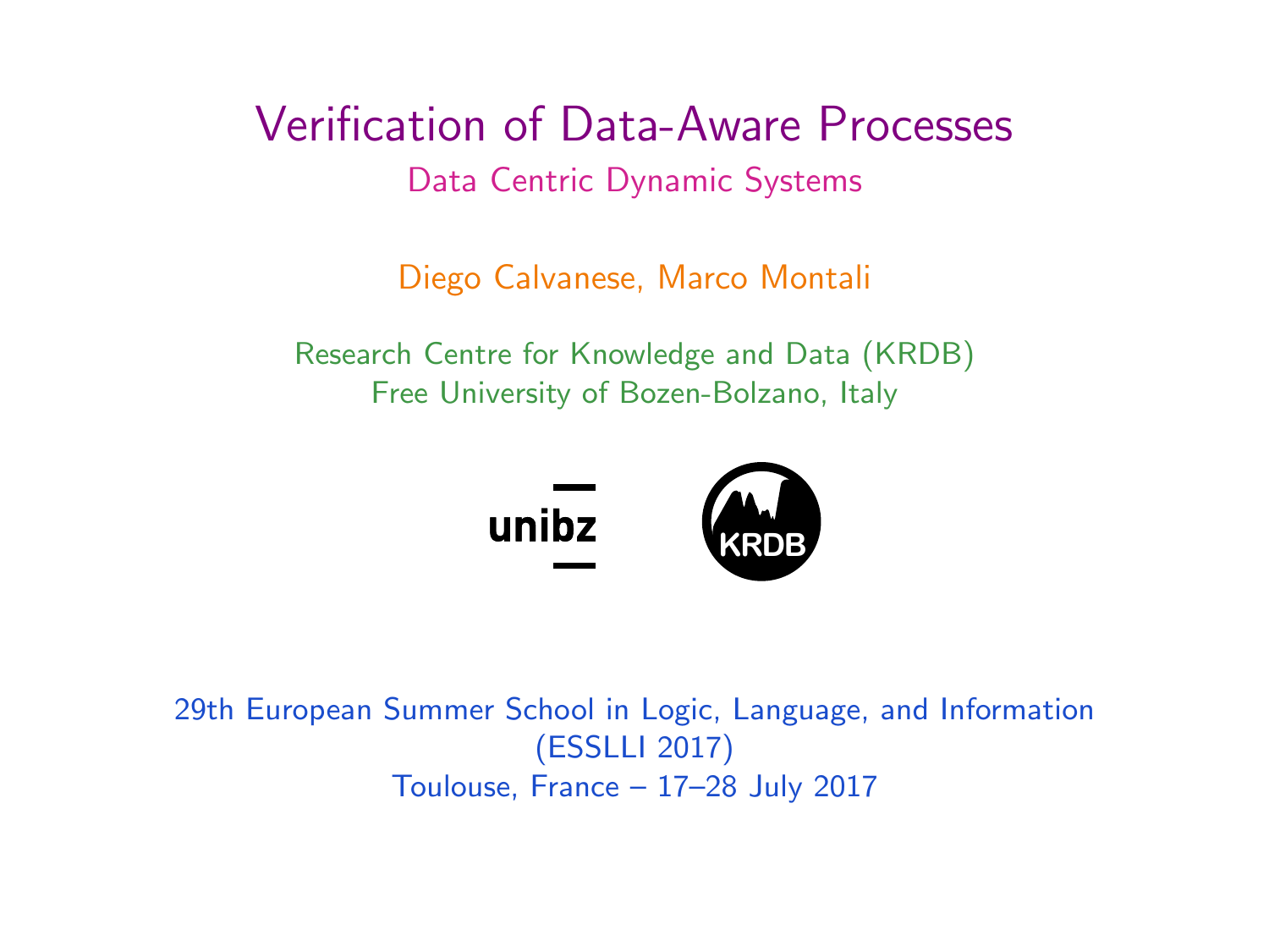# Verification of Data-Aware Processes

## Data Centric Dynamic Systems

Diego Calvanese, Marco Montali

Research Centre for Knowledge and Data (KRDB)
Free University of Bozen-Bolzano, Italy

unibz

KRDB

29th European Summer School in Logic, Language, and Information
(ESSLLI 2017)
Toulouse, France – 17–28 July 2017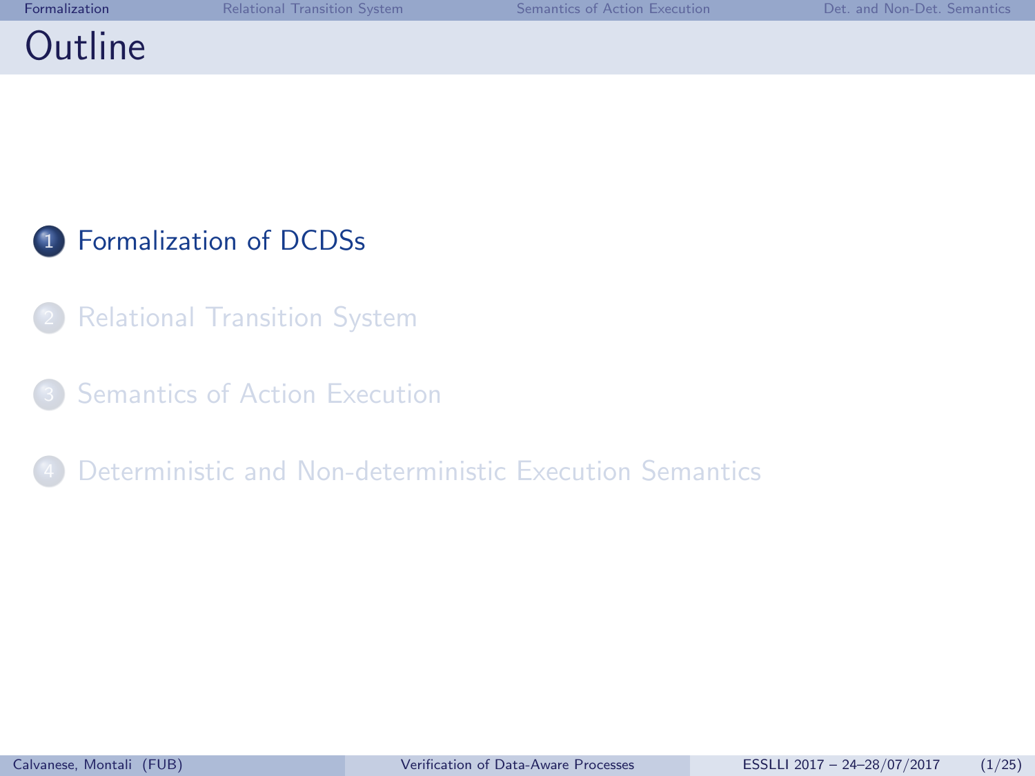# Outline

1. Formalization of DCDSs
2. Relational Transition System
3. Semantics of Action Execution
4. Deterministic and Non-deterministic Execution Semantics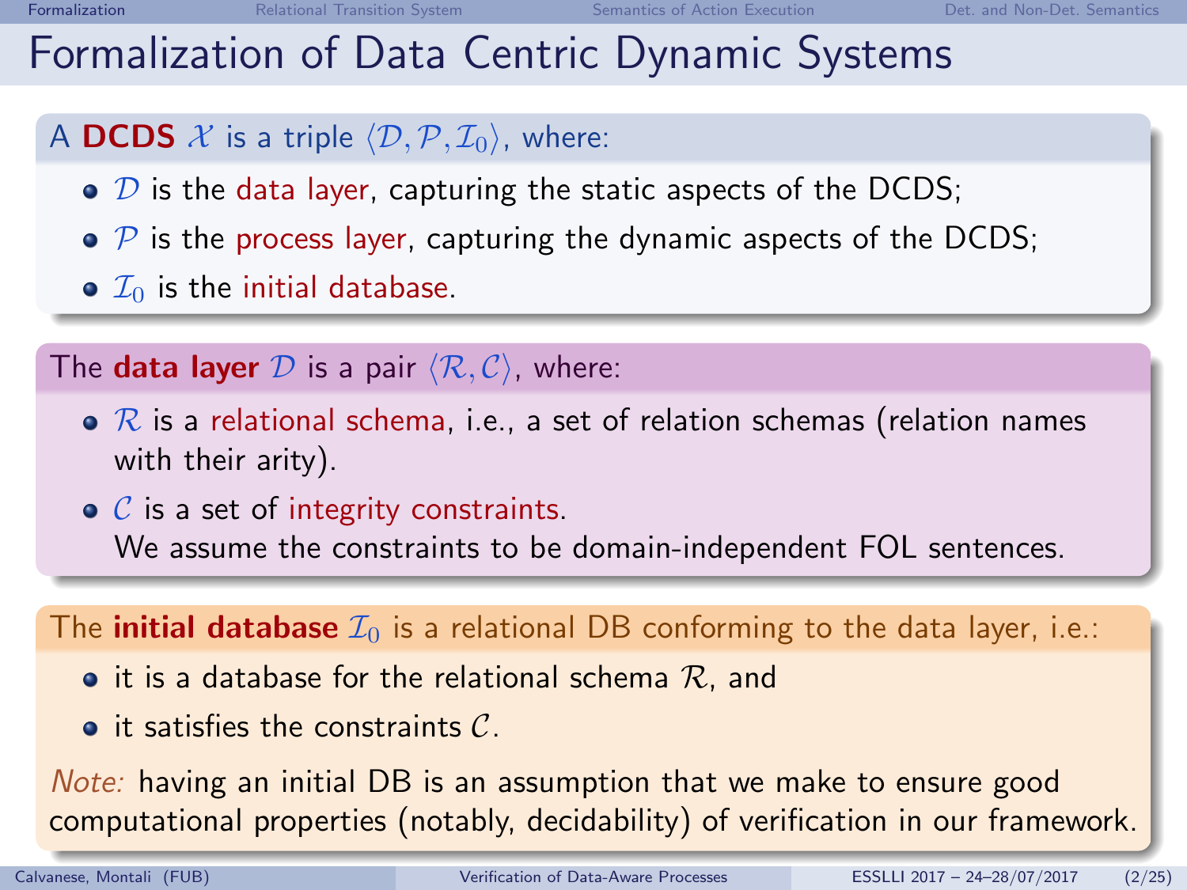# Formalization of Data Centric Dynamic Systems

A **DCDS** $\mathcal{X}$ is a triple $\langle \mathcal{D}, \mathcal{P}, \mathcal{I}_0 \rangle$, where:

- $\mathcal{D}$ is the data layer, capturing the static aspects of the DCDS;
- $\mathcal{P}$ is the process layer, capturing the dynamic aspects of the DCDS;
- $\mathcal{I}_0$ is the initial database.

The **data layer** $\mathcal{D}$ is a pair $\langle \mathcal{R}, \mathcal{C} \rangle$, where:

- $\mathcal{R}$ is a relational schema, i.e., a set of relation schemas (relation names with their arity).
- $\mathcal{C}$ is a set of integrity constraints.
  We assume the constraints to be domain-independent FOL sentences.

The **initial database** $\mathcal{I}_0$ is a relational DB conforming to the data layer, i.e.:

- it is a database for the relational schema $\mathcal{R}$, and
- it satisfies the constraints $\mathcal{C}$.

*Note:* having an initial DB is an assumption that we make to ensure good computational properties (notably, decidability) of verification in our framework.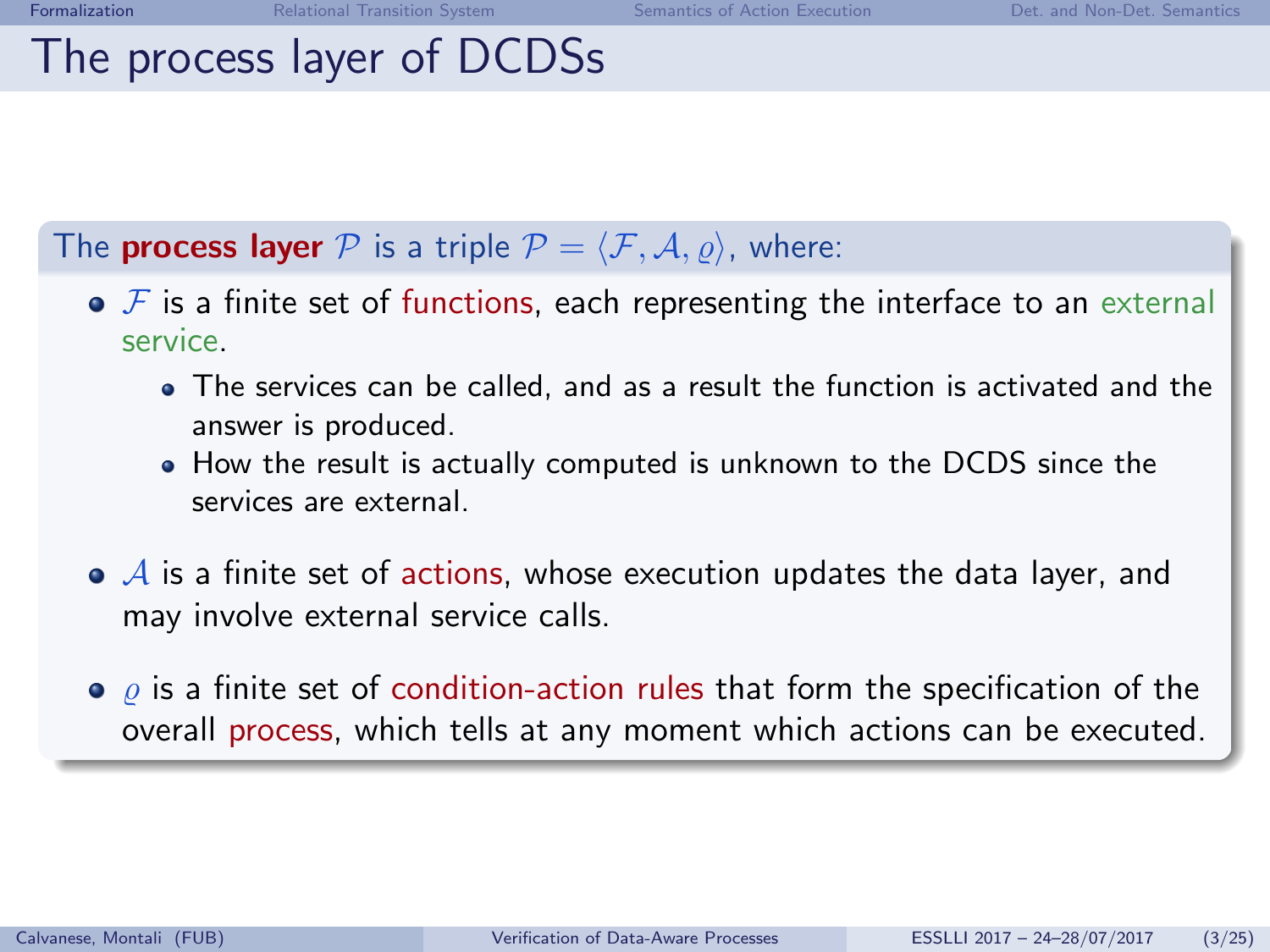# The process layer of DCDSs

The **process layer** $\mathcal{P}$ is a triple $\mathcal{P} = \langle \mathcal{F}, \mathcal{A}, \varrho \rangle$, where:

- $\mathcal{F}$ is a finite set of functions, each representing the interface to an external service.
  - The services can be called, and as a result the function is activated and the answer is produced.
  - How the result is actually computed is unknown to the DCDS since the services are external.
- $\mathcal{A}$ is a finite set of actions, whose execution updates the data layer, and may involve external service calls.
- $\varrho$ is a finite set of condition-action rules that form the specification of the overall process, which tells at any moment which actions can be executed.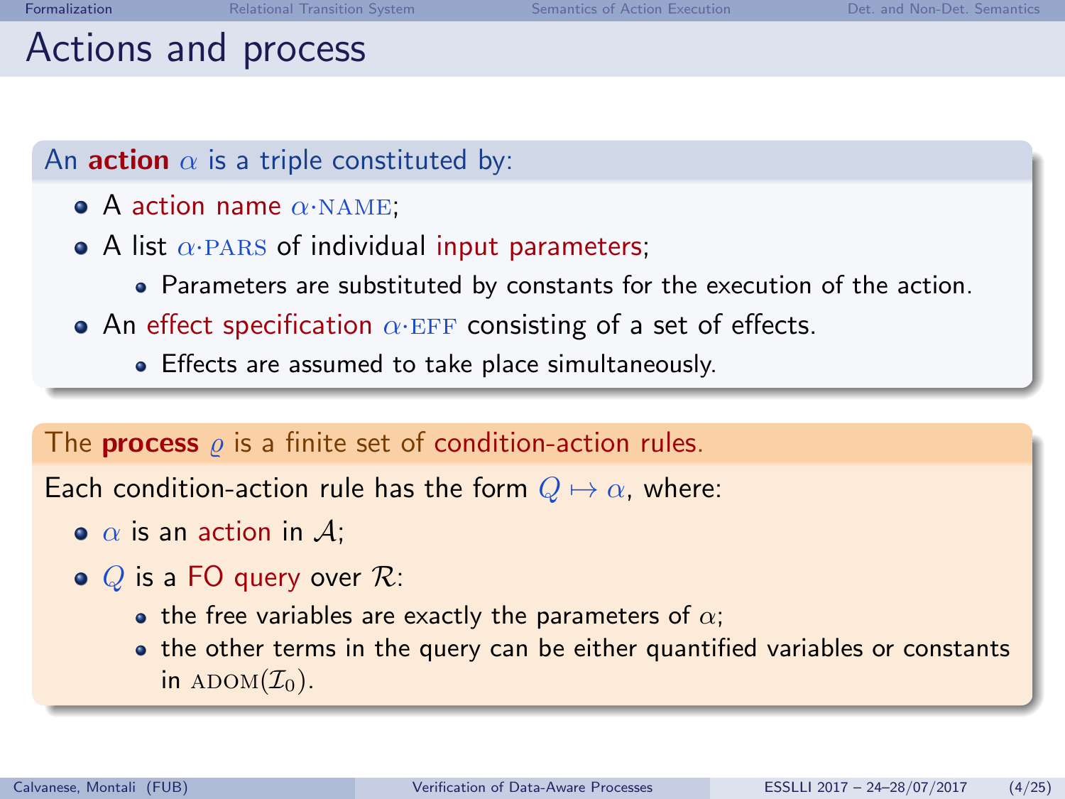# Actions and process

**An action $\alpha$ is a triple constituted by:**

- A action name $\alpha{\cdot}\text{NAME}$;
- A list $\alpha{\cdot}\text{PARS}$ of individual input parameters;
  - Parameters are substituted by constants for the execution of the action.
- An effect specification $\alpha{\cdot}\text{EFF}$ consisting of a set of effects.
  - Effects are assumed to take place simultaneously.

**The process $\varrho$ is a finite set of condition-action rules.**

Each condition-action rule has the form $Q \mapsto \alpha$, where:

- $\alpha$ is an action in $\mathcal{A}$;
- $Q$ is a FO query over $\mathcal{R}$:
  - the free variables are exactly the parameters of $\alpha$;
  - the other terms in the query can be either quantified variables or constants in $\text{ADOM}(\mathcal{I}_0)$.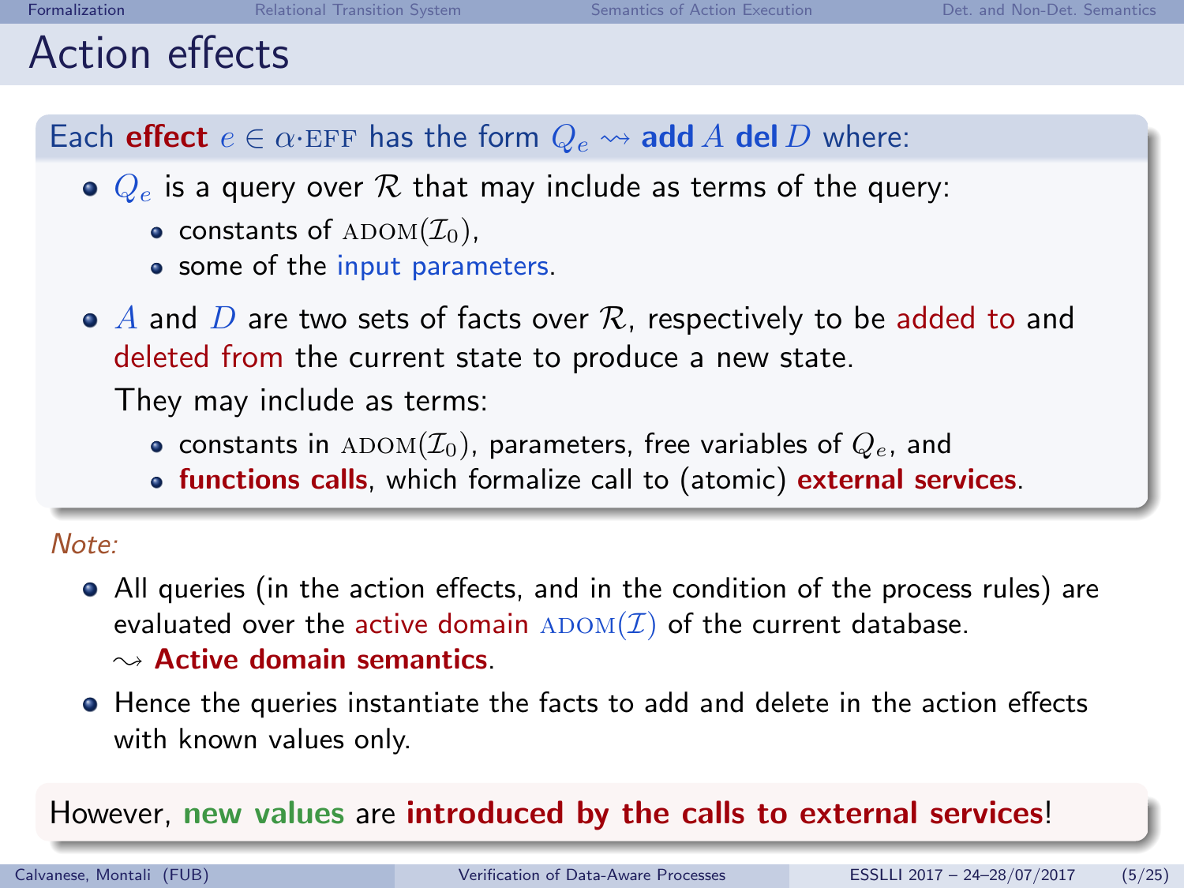# Action effects

Each **effect** $e \in \alpha{\cdot}\text{EFF}$ has the form $Q_e \rightsquigarrow$ **add** $A$ **del** $D$ where:

- $Q_e$ is a query over $\mathcal{R}$ that may include as terms of the query:
  - constants of $\text{ADOM}(\mathcal{I}_0)$,
  - some of the input parameters.
- $A$ and $D$ are two sets of facts over $\mathcal{R}$, respectively to be added to and deleted from the current state to produce a new state.

  They may include as terms:
  - constants in $\text{ADOM}(\mathcal{I}_0)$, parameters, free variables of $Q_e$, and
  - **functions calls**, which formalize call to (atomic) **external services**.

*Note:*

- All queries (in the action effects, and in the condition of the process rules) are evaluated over the active domain $\text{ADOM}(\mathcal{I})$ of the current database.
  $\rightsquigarrow$ **Active domain semantics**.
- Hence the queries instantiate the facts to add and delete in the action effects with known values only.

However, **new values** are **introduced by the calls to external services**!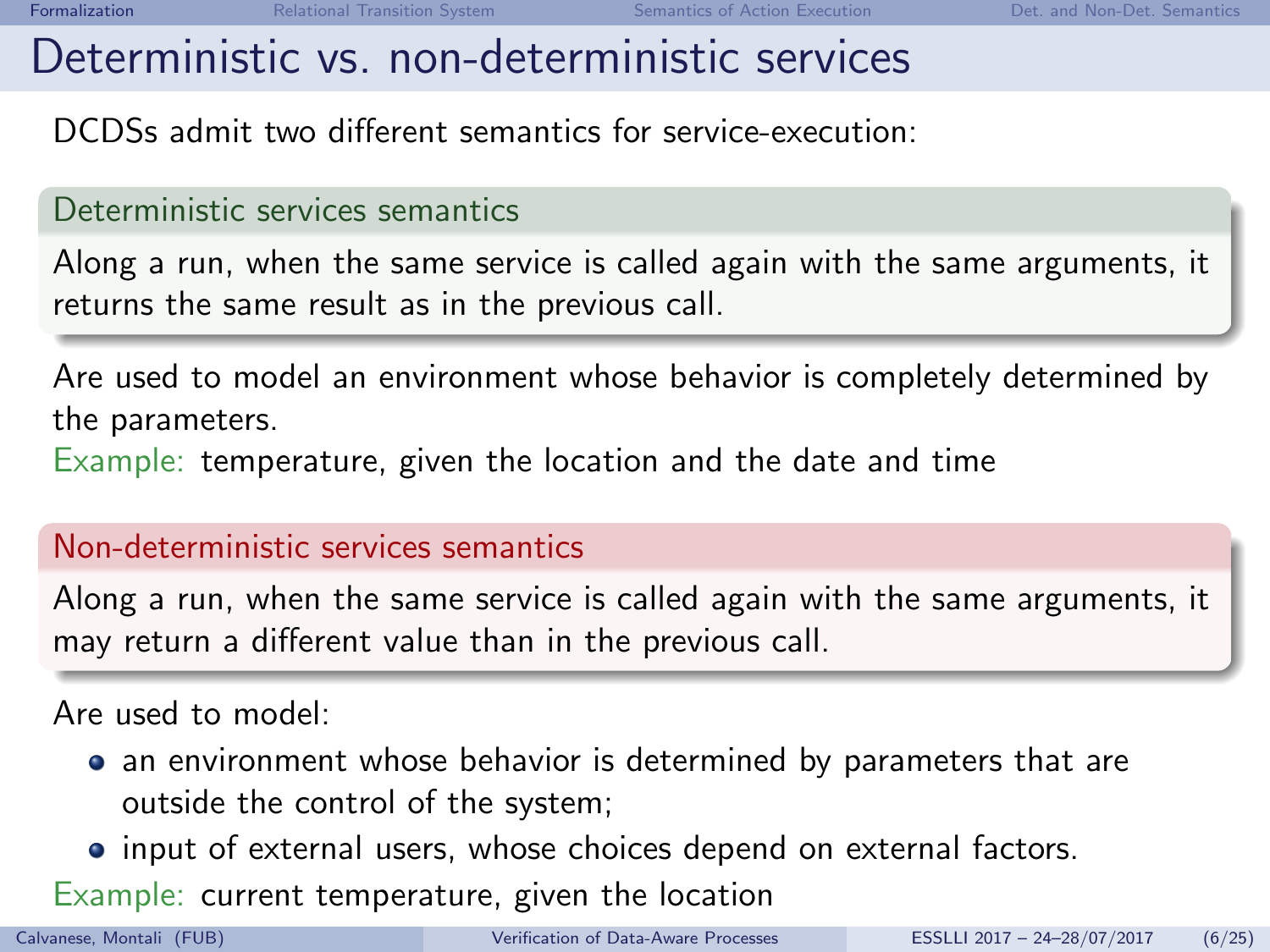# Deterministic vs. non-deterministic services

DCDSs admit two different semantics for service-execution:

### Deterministic services semantics

Along a run, when the same service is called again with the same arguments, it returns the same result as in the previous call.

Are used to model an environment whose behavior is completely determined by the parameters.

Example: temperature, given the location and the date and time

### Non-deterministic services semantics

Along a run, when the same service is called again with the same arguments, it may return a different value than in the previous call.

Are used to model:

- an environment whose behavior is determined by parameters that are outside the control of the system;
- input of external users, whose choices depend on external factors.

Example: current temperature, given the location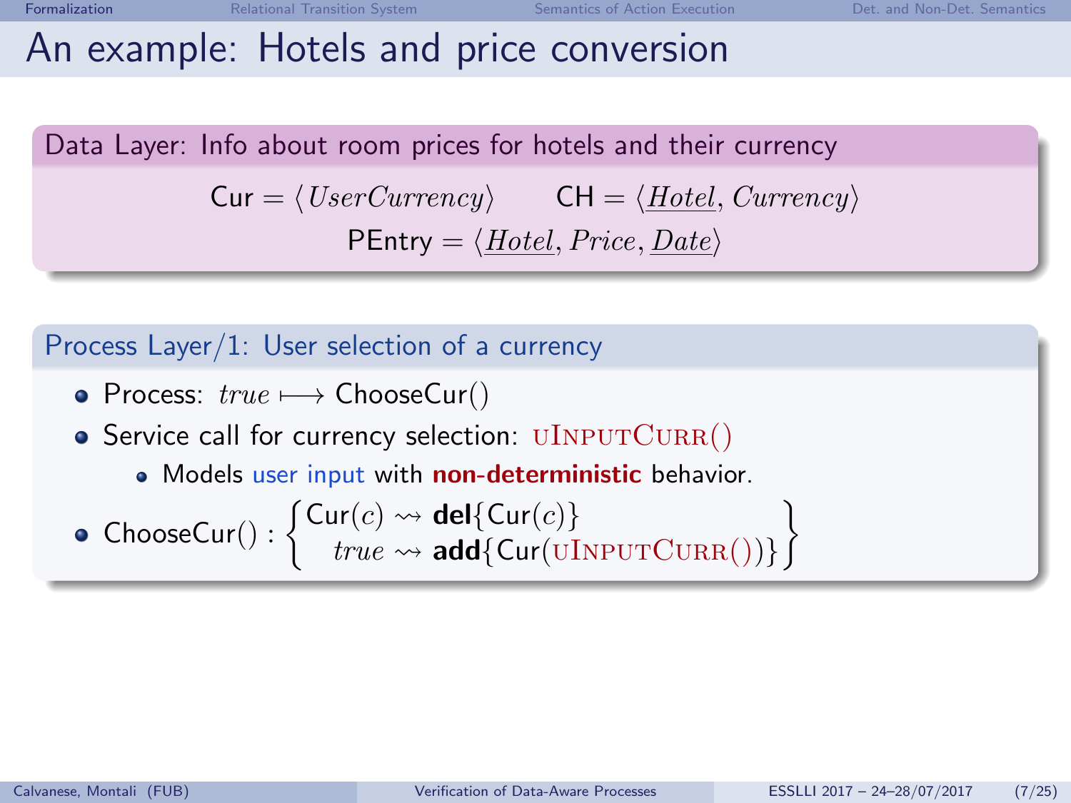# An example: Hotels and price conversion

## Data Layer: Info about room prices for hotels and their currency

$$\mathsf{Cur} = \langle \mathit{UserCurrency} \rangle \qquad \mathsf{CH} = \langle \underline{\mathit{Hotel}}, \mathit{Currency} \rangle$$

$$\mathsf{PEntry} = \langle \underline{\mathit{Hotel}}, \mathit{Price}, \underline{\mathit{Date}} \rangle$$

## Process Layer/1: User selection of a currency

- Process: $\mathit{true} \longmapsto \mathsf{ChooseCur}()$
- Service call for currency selection: $\textsc{uInputCurr}()$
  - Models user input with **non-deterministic** behavior.
- $\mathsf{ChooseCur}() : \left\{ \begin{array}{r} \mathsf{Cur}(c) \rightsquigarrow \textbf{del}\{\mathsf{Cur}(c)\} \\ \mathit{true} \rightsquigarrow \textbf{add}\{\mathsf{Cur}(\textsc{uInputCurr}())\} \end{array} \right\}$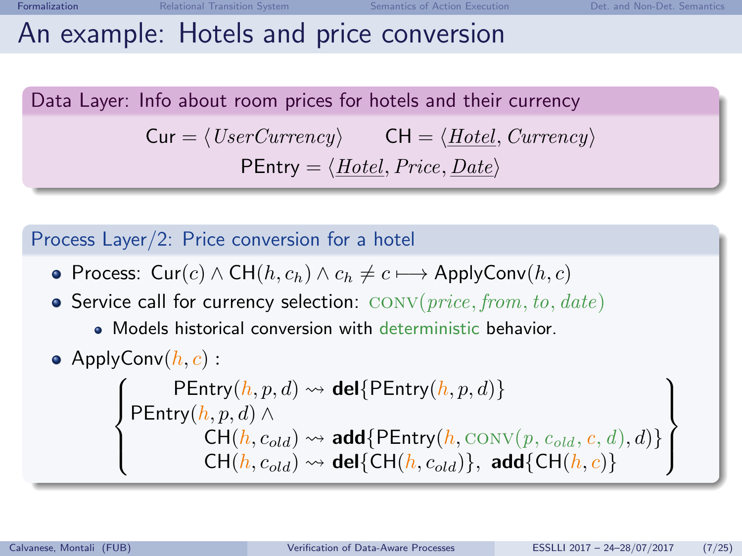# An example: Hotels and price conversion

## Data Layer: Info about room prices for hotels and their currency

$$\mathsf{Cur} = \langle \mathit{UserCurrency} \rangle \qquad \mathsf{CH} = \langle \underline{\mathit{Hotel}}, \mathit{Currency} \rangle$$

$$\mathsf{PEntry} = \langle \underline{\mathit{Hotel}}, \mathit{Price}, \underline{\mathit{Date}} \rangle$$

## Process Layer/2: Price conversion for a hotel

- Process: $\mathsf{Cur}(c) \land \mathsf{CH}(h, c_h) \land c_h \neq c \longmapsto \mathsf{ApplyConv}(h, c)$
- Service call for currency selection: $\textsc{conv}(\mathit{price}, \mathit{from}, \mathit{to}, \mathit{date})$
  - Models historical conversion with deterministic behavior.
- $\mathsf{ApplyConv}(h, c)$ :

$$\left\{ \begin{array}{r} \mathsf{PEntry}(h, p, d) \rightsquigarrow \textbf{del}\{\mathsf{PEntry}(h, p, d)\} \\ \mathsf{PEntry}(h, p, d) \land \qquad\qquad\qquad\qquad\qquad\qquad\qquad \\ \mathsf{CH}(h, c_{old}) \rightsquigarrow \textbf{add}\{\mathsf{PEntry}(h, \textsc{conv}(p, c_{old}, c, d), d)\} \\ \mathsf{CH}(h, c_{old}) \rightsquigarrow \textbf{del}\{\mathsf{CH}(h, c_{old})\},\ \textbf{add}\{\mathsf{CH}(h, c)\} \end{array} \right\}$$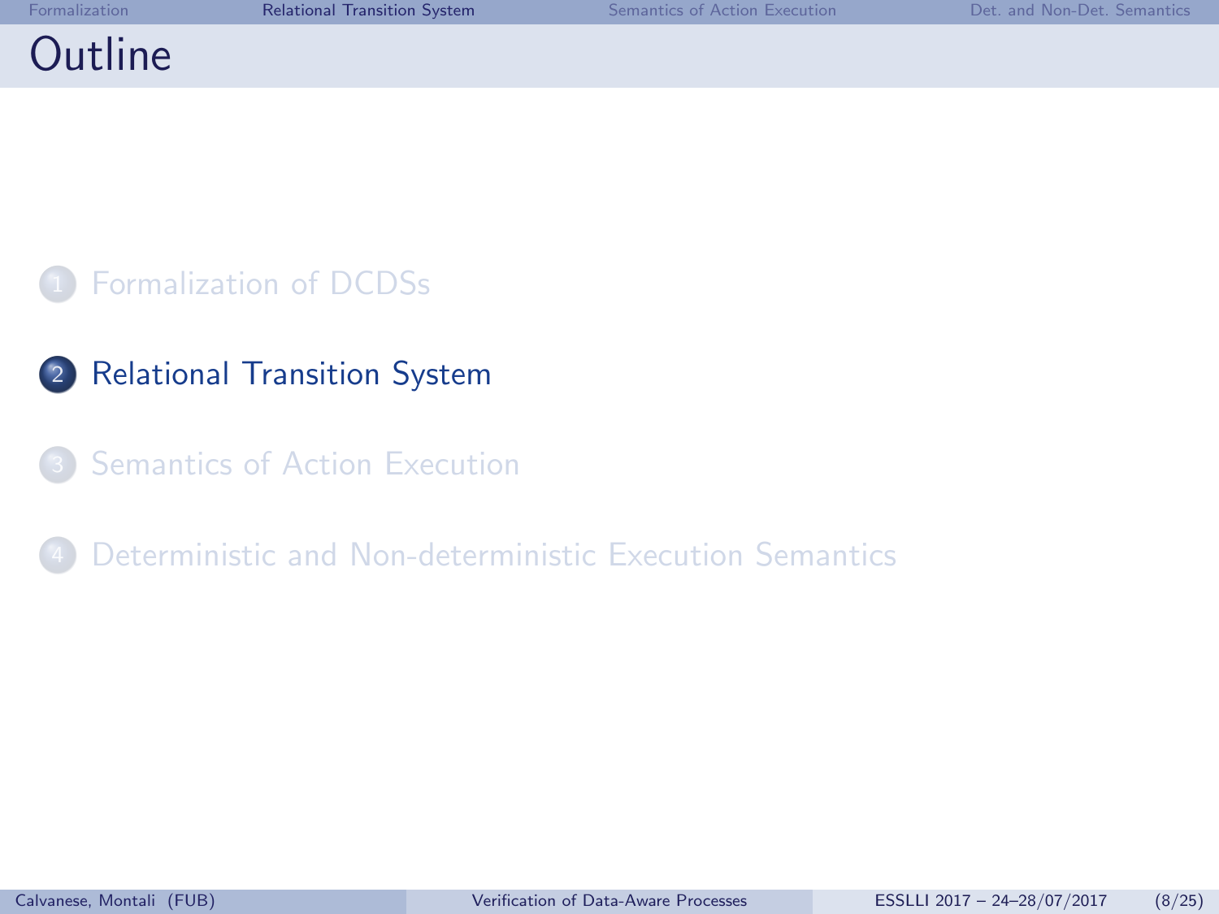# Outline

1. Formalization of DCDSs
2. Relational Transition System
3. Semantics of Action Execution
4. Deterministic and Non-deterministic Execution Semantics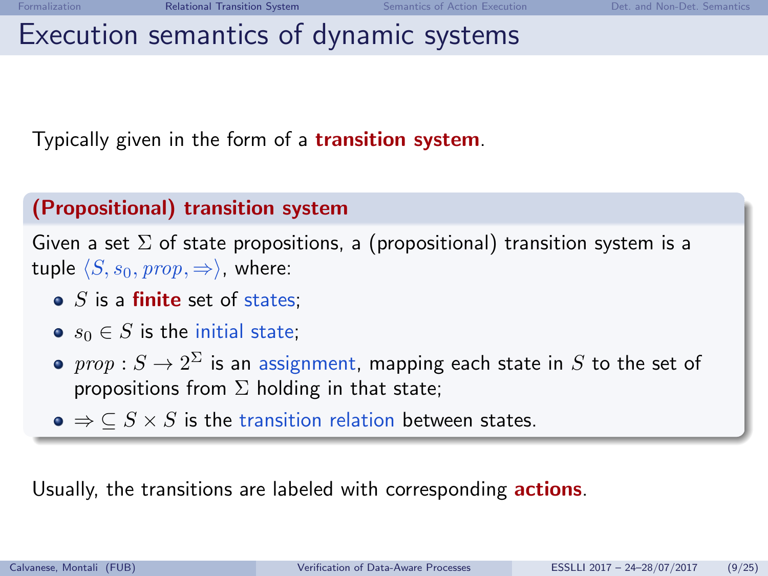# Execution semantics of dynamic systems

Typically given in the form of a **transition system**.

### (Propositional) transition system

Given a set $\Sigma$ of state propositions, a (propositional) transition system is a tuple $\langle S, s_0, prop, \Rightarrow \rangle$, where:

- $S$ is a **finite** set of states;
- $s_0 \in S$ is the initial state;
- $prop : S \to 2^{\Sigma}$ is an assignment, mapping each state in $S$ to the set of propositions from $\Sigma$ holding in that state;
- $\Rightarrow \subseteq S \times S$ is the transition relation between states.

Usually, the transitions are labeled with corresponding **actions**.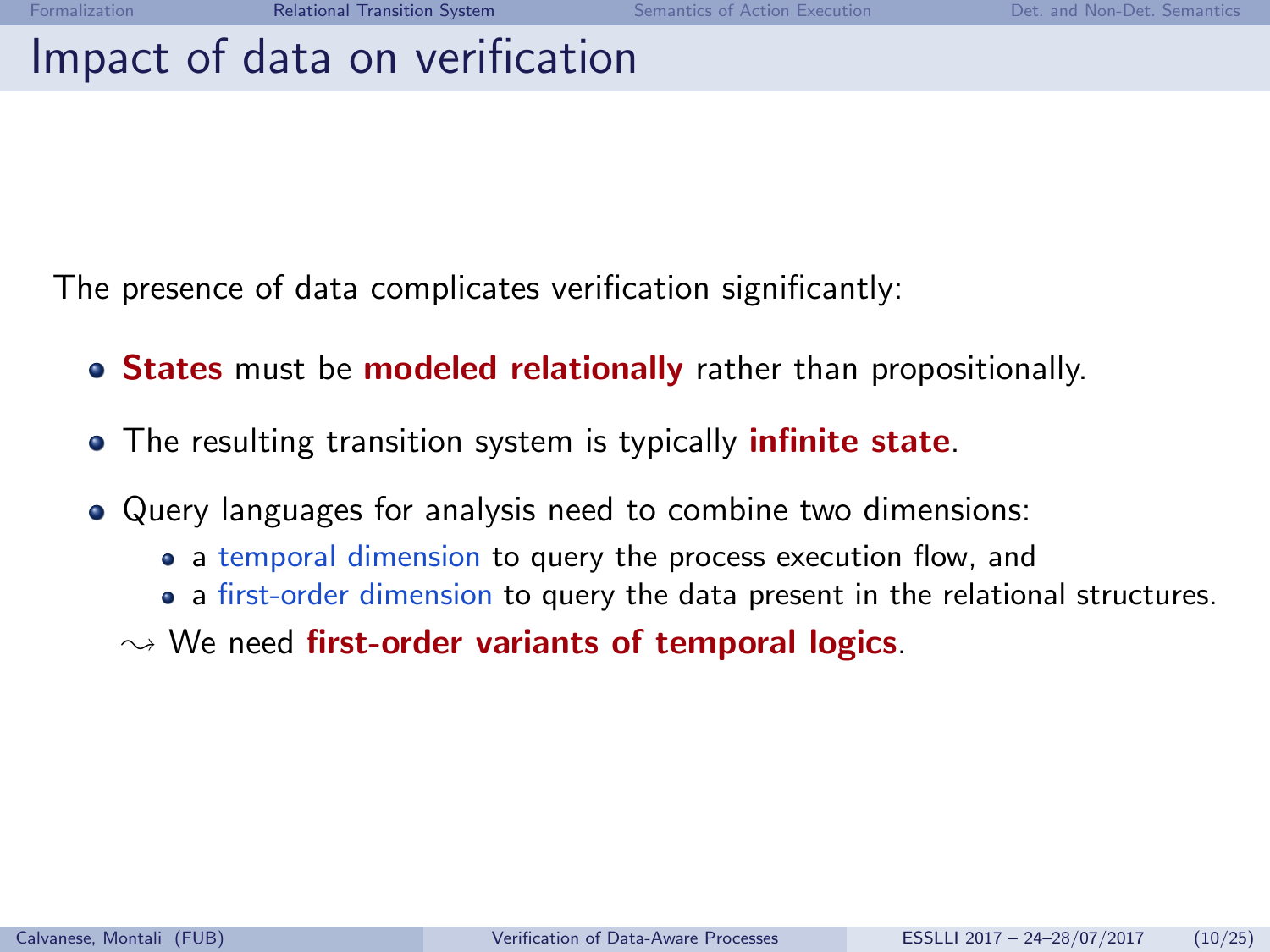# Impact of data on verification

The presence of data complicates verification significantly:

- **States** must be **modeled relationally** rather than propositionally.
- The resulting transition system is typically **infinite state**.
- Query languages for analysis need to combine two dimensions:
  - a temporal dimension to query the process execution flow, and
  - a first-order dimension to query the data present in the relational structures.

$\rightsquigarrow$ We need **first-order variants of temporal logics**.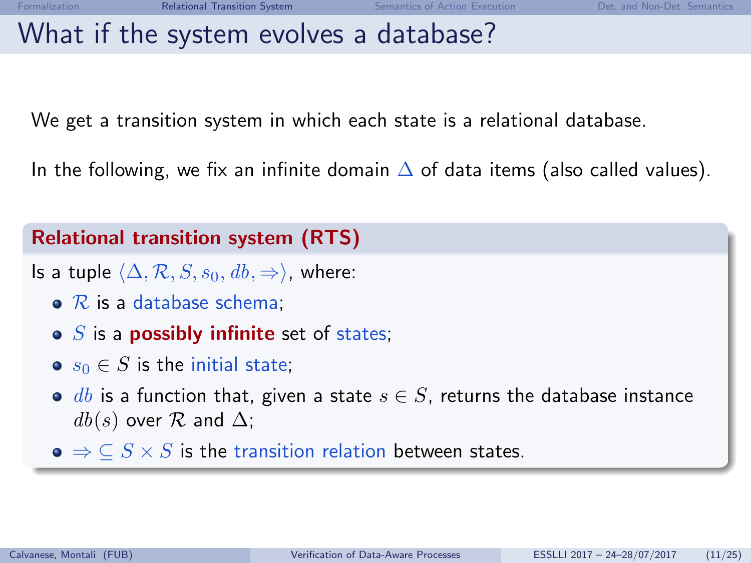# What if the system evolves a database?

We get a transition system in which each state is a relational database.

In the following, we fix an infinite domain $\Delta$ of data items (also called values).

## Relational transition system (RTS)

Is a tuple $\langle \Delta, \mathcal{R}, S, s_0, db, \Rightarrow \rangle$, where:

- $\mathcal{R}$ is a database schema;
- $S$ is a **possibly infinite** set of states;
- $s_0 \in S$ is the initial state;
- $db$ is a function that, given a state $s \in S$, returns the database instance $db(s)$ over $\mathcal{R}$ and $\Delta$;
- $\Rightarrow \subseteq S \times S$ is the transition relation between states.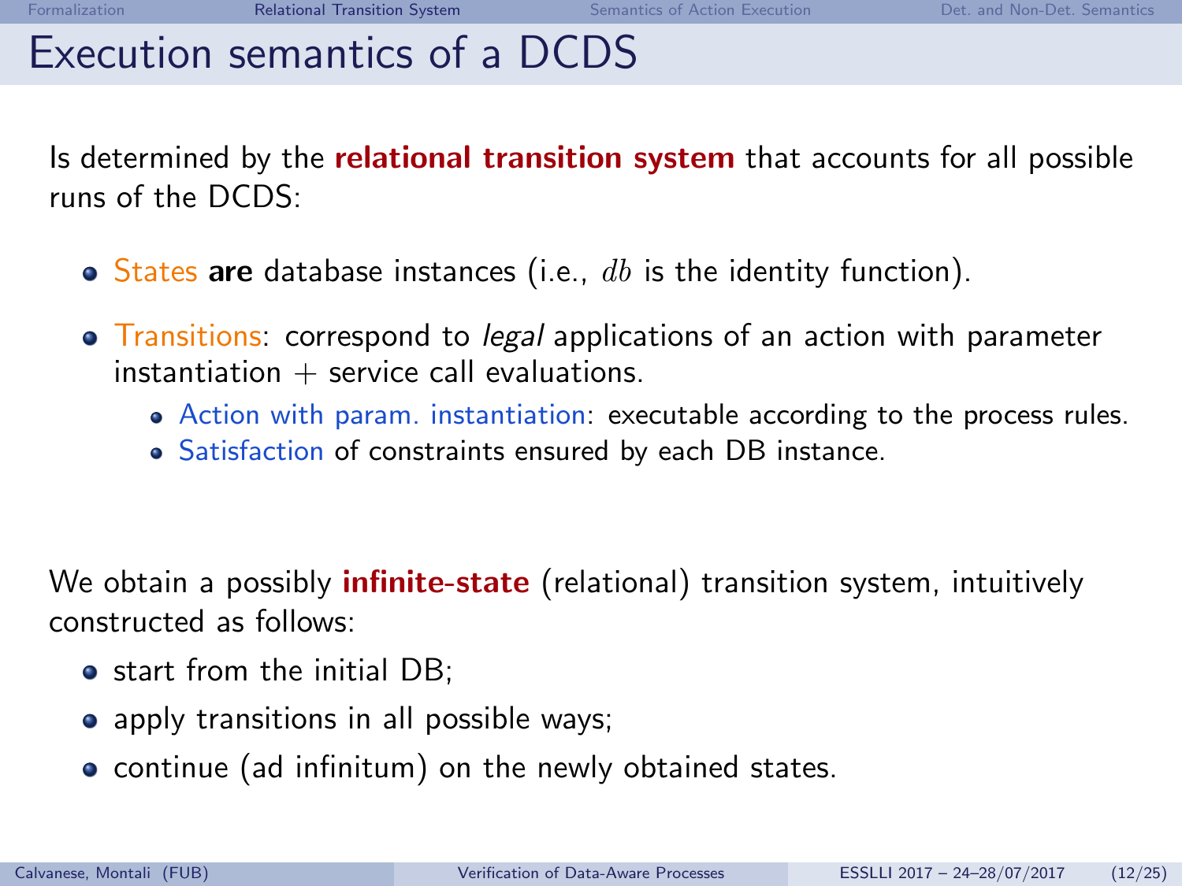# Execution semantics of a DCDS

Is determined by the **relational transition system** that accounts for all possible runs of the DCDS:

- States **are** database instances (i.e., $db$ is the identity function).
- Transitions: correspond to *legal* applications of an action with parameter instantiation + service call evaluations.
  - Action with param. instantiation: executable according to the process rules.
  - Satisfaction of constraints ensured by each DB instance.

We obtain a possibly **infinite-state** (relational) transition system, intuitively constructed as follows:

- start from the initial DB;
- apply transitions in all possible ways;
- continue (ad infinitum) on the newly obtained states.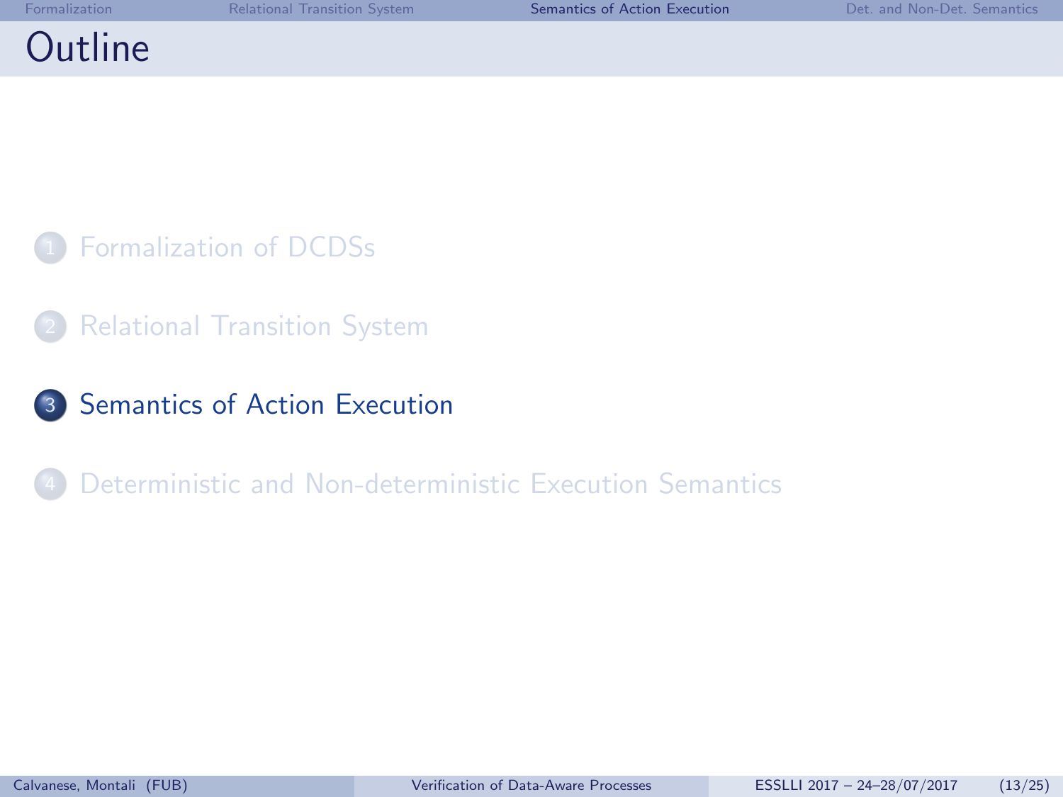# Outline

1. Formalization of DCDSs
2. Relational Transition System
3. Semantics of Action Execution
4. Deterministic and Non-deterministic Execution Semantics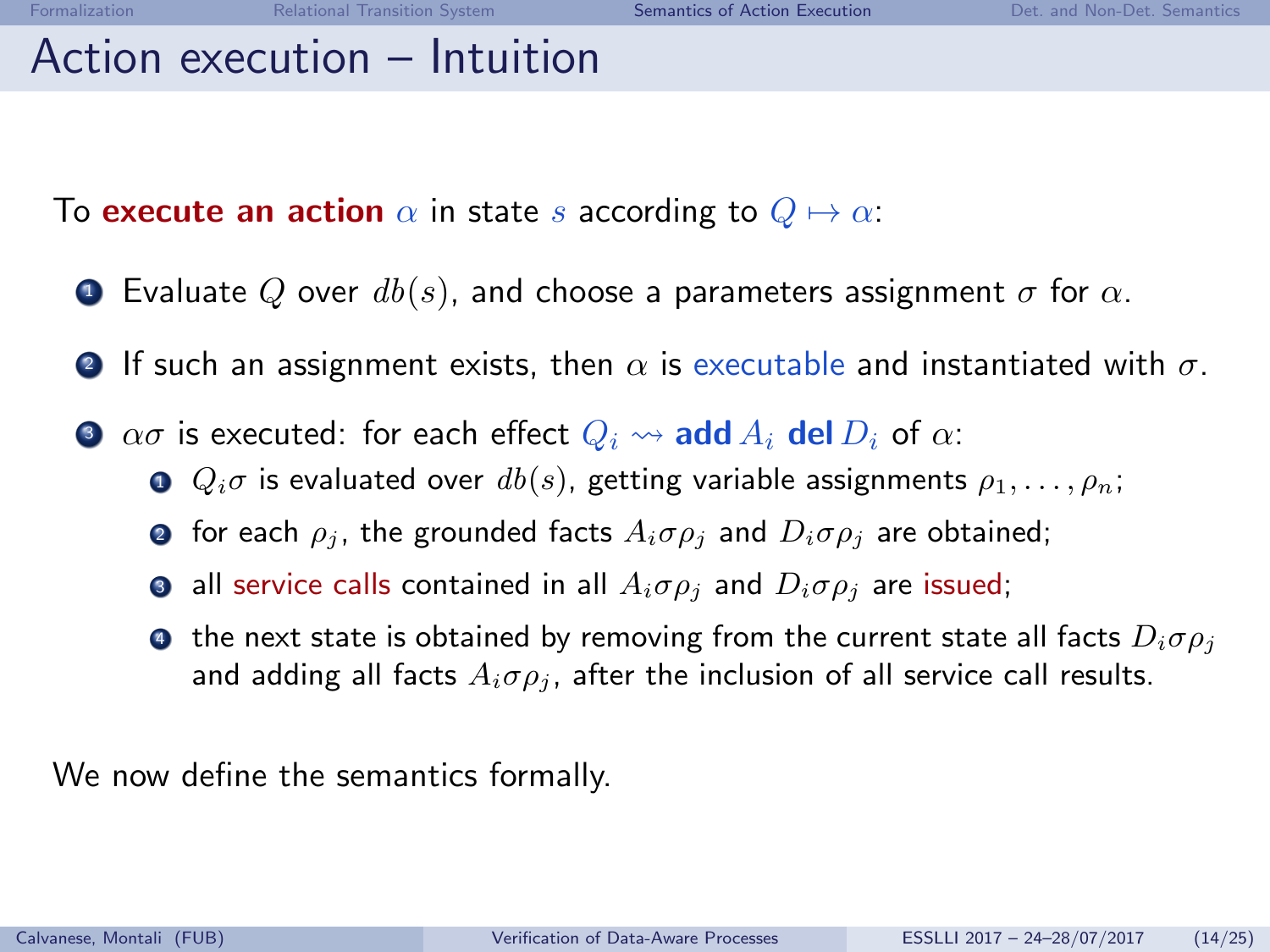# Action execution – Intuition

To **execute an action** $\alpha$ in state $s$ according to $Q \mapsto \alpha$:

1. Evaluate $Q$ over $db(s)$, and choose a parameters assignment $\sigma$ for $\alpha$.
2. If such an assignment exists, then $\alpha$ is executable and instantiated with $\sigma$.
3. $\alpha\sigma$ is executed: for each effect $Q_i \rightsquigarrow \textbf{add}\, A_i\ \textbf{del}\, D_i$ of $\alpha$:
    1. $Q_i\sigma$ is evaluated over $db(s)$, getting variable assignments $\rho_1, \ldots, \rho_n$;
    2. for each $\rho_j$, the grounded facts $A_i\sigma\rho_j$ and $D_i\sigma\rho_j$ are obtained;
    3. all service calls contained in all $A_i\sigma\rho_j$ and $D_i\sigma\rho_j$ are issued;
    4. the next state is obtained by removing from the current state all facts $D_i\sigma\rho_j$ and adding all facts $A_i\sigma\rho_j$, after the inclusion of all service call results.

We now define the semantics formally.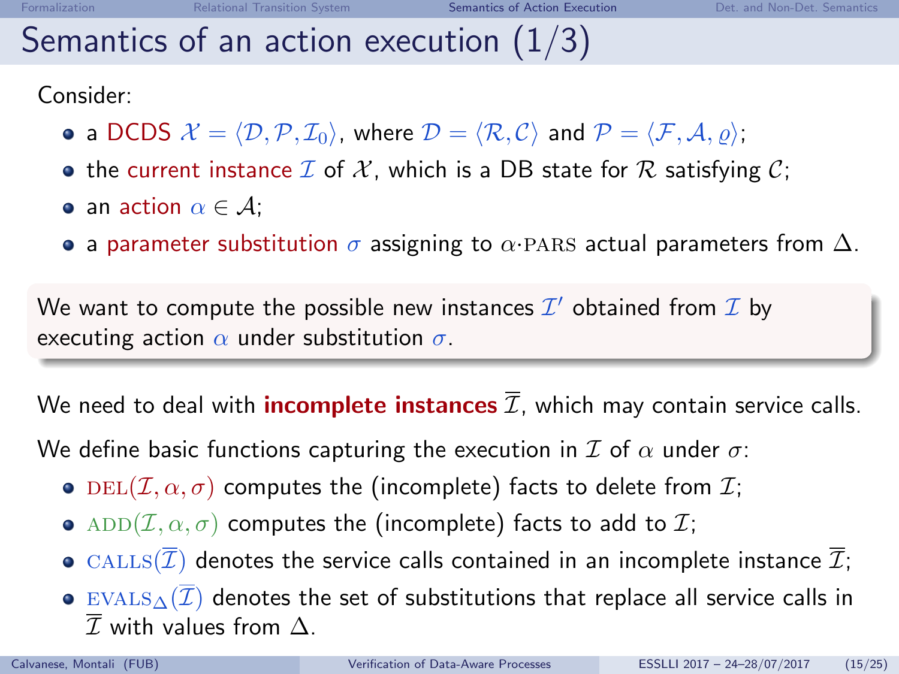# Semantics of an action execution (1/3)

Consider:

- a DCDS $\mathcal{X} = \langle \mathcal{D}, \mathcal{P}, \mathcal{I}_0 \rangle$, where $\mathcal{D} = \langle \mathcal{R}, \mathcal{C} \rangle$ and $\mathcal{P} = \langle \mathcal{F}, \mathcal{A}, \varrho \rangle$;
- the current instance $\mathcal{I}$ of $\mathcal{X}$, which is a DB state for $\mathcal{R}$ satisfying $\mathcal{C}$;
- an action $\alpha \in \mathcal{A}$;
- a parameter substitution $\sigma$ assigning to $\alpha{\cdot}\mathrm{PARS}$ actual parameters from $\Delta$.

We want to compute the possible new instances $\mathcal{I}'$ obtained from $\mathcal{I}$ by executing action $\alpha$ under substitution $\sigma$.

We need to deal with **incomplete instances** $\overline{\mathcal{I}}$, which may contain service calls.

We define basic functions capturing the execution in $\mathcal{I}$ of $\alpha$ under $\sigma$:

- $\mathrm{DEL}(\mathcal{I}, \alpha, \sigma)$ computes the (incomplete) facts to delete from $\mathcal{I}$;
- $\mathrm{ADD}(\mathcal{I}, \alpha, \sigma)$ computes the (incomplete) facts to add to $\mathcal{I}$;
- $\mathrm{CALLS}(\overline{\mathcal{I}})$ denotes the service calls contained in an incomplete instance $\overline{\mathcal{I}}$;
- $\mathrm{EVALS}_{\Delta}(\overline{\mathcal{I}})$ denotes the set of substitutions that replace all service calls in $\overline{\mathcal{I}}$ with values from $\Delta$.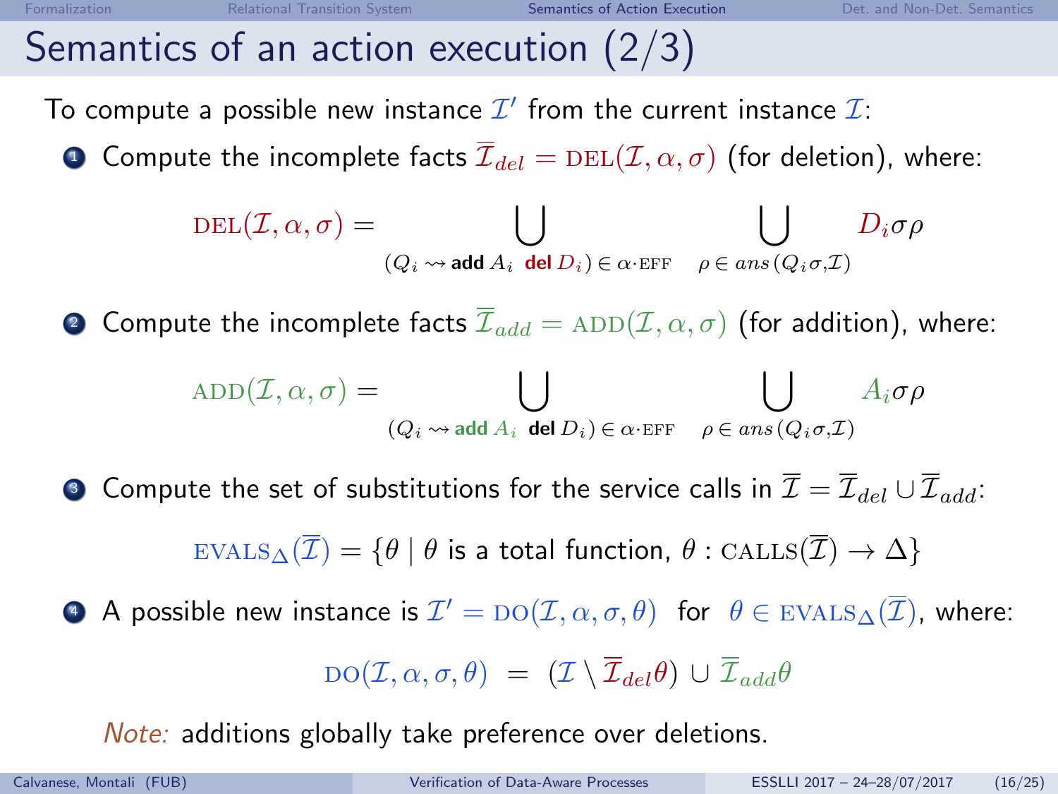# Semantics of an action execution (2/3)

To compute a possible new instance $\mathcal{I}'$ from the current instance $\mathcal{I}$:

1. Compute the incomplete facts $\overline{\mathcal{I}}_{del} = \text{DEL}(\mathcal{I}, \alpha, \sigma)$ (for deletion), where:

$$\text{DEL}(\mathcal{I}, \alpha, \sigma) = \bigcup_{(Q_i \rightsquigarrow \textbf{add } A_i \ \textbf{del } D_i) \in \alpha \cdot \text{EFF}} \ \bigcup_{\rho \in ans(Q_i\sigma, \mathcal{I})} D_i \sigma \rho$$

2. Compute the incomplete facts $\overline{\mathcal{I}}_{add} = \text{ADD}(\mathcal{I}, \alpha, \sigma)$ (for addition), where:

$$\text{ADD}(\mathcal{I}, \alpha, \sigma) = \bigcup_{(Q_i \rightsquigarrow \textbf{add } A_i \ \textbf{del } D_i) \in \alpha \cdot \text{EFF}} \ \bigcup_{\rho \in ans(Q_i\sigma, \mathcal{I})} A_i \sigma \rho$$

3. Compute the set of substitutions for the service calls in $\overline{\mathcal{I}} = \overline{\mathcal{I}}_{del} \cup \overline{\mathcal{I}}_{add}$:

$$\text{EVALS}_\Delta(\overline{\mathcal{I}}) = \{\theta \mid \theta \text{ is a total function, } \theta : \text{CALLS}(\overline{\mathcal{I}}) \to \Delta\}$$

4. A possible new instance is $\mathcal{I}' = \text{DO}(\mathcal{I}, \alpha, \sigma, \theta)$ for $\theta \in \text{EVALS}_\Delta(\overline{\mathcal{I}})$, where:

$$\text{DO}(\mathcal{I}, \alpha, \sigma, \theta) = (\mathcal{I} \setminus \overline{\mathcal{I}}_{del}\theta) \cup \overline{\mathcal{I}}_{add}\theta$$

*Note:* additions globally take preference over deletions.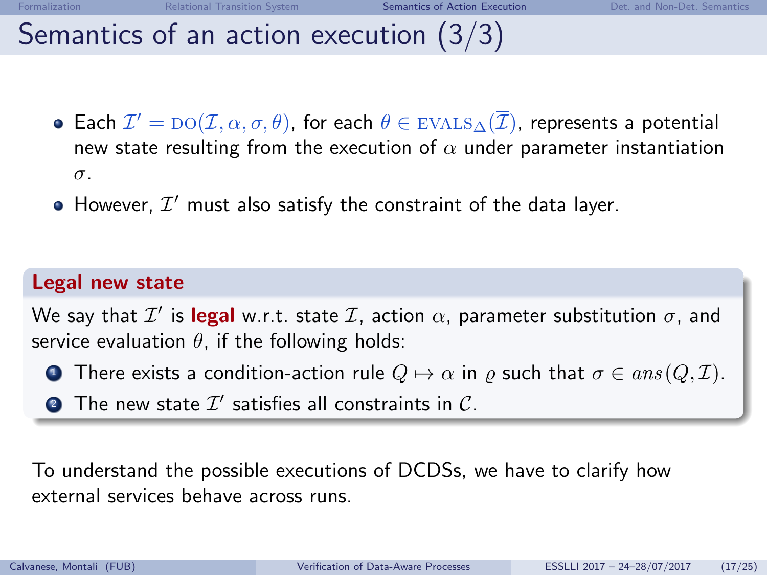# Semantics of an action execution (3/3)

- Each $\mathcal{I}' = \text{DO}(\mathcal{I}, \alpha, \sigma, \theta)$, for each $\theta \in \text{EVALS}_\Delta(\overline{\mathcal{I}})$, represents a potential new state resulting from the execution of $\alpha$ under parameter instantiation $\sigma$.
- However, $\mathcal{I}'$ must also satisfy the constraint of the data layer.

**Legal new state**

We say that $\mathcal{I}'$ is **legal** w.r.t. state $\mathcal{I}$, action $\alpha$, parameter substitution $\sigma$, and service evaluation $\theta$, if the following holds:

1. There exists a condition-action rule $Q \mapsto \alpha$ in $\varrho$ such that $\sigma \in ans(Q, \mathcal{I})$.
2. The new state $\mathcal{I}'$ satisfies all constraints in $\mathcal{C}$.

To understand the possible executions of DCDSs, we have to clarify how external services behave across runs.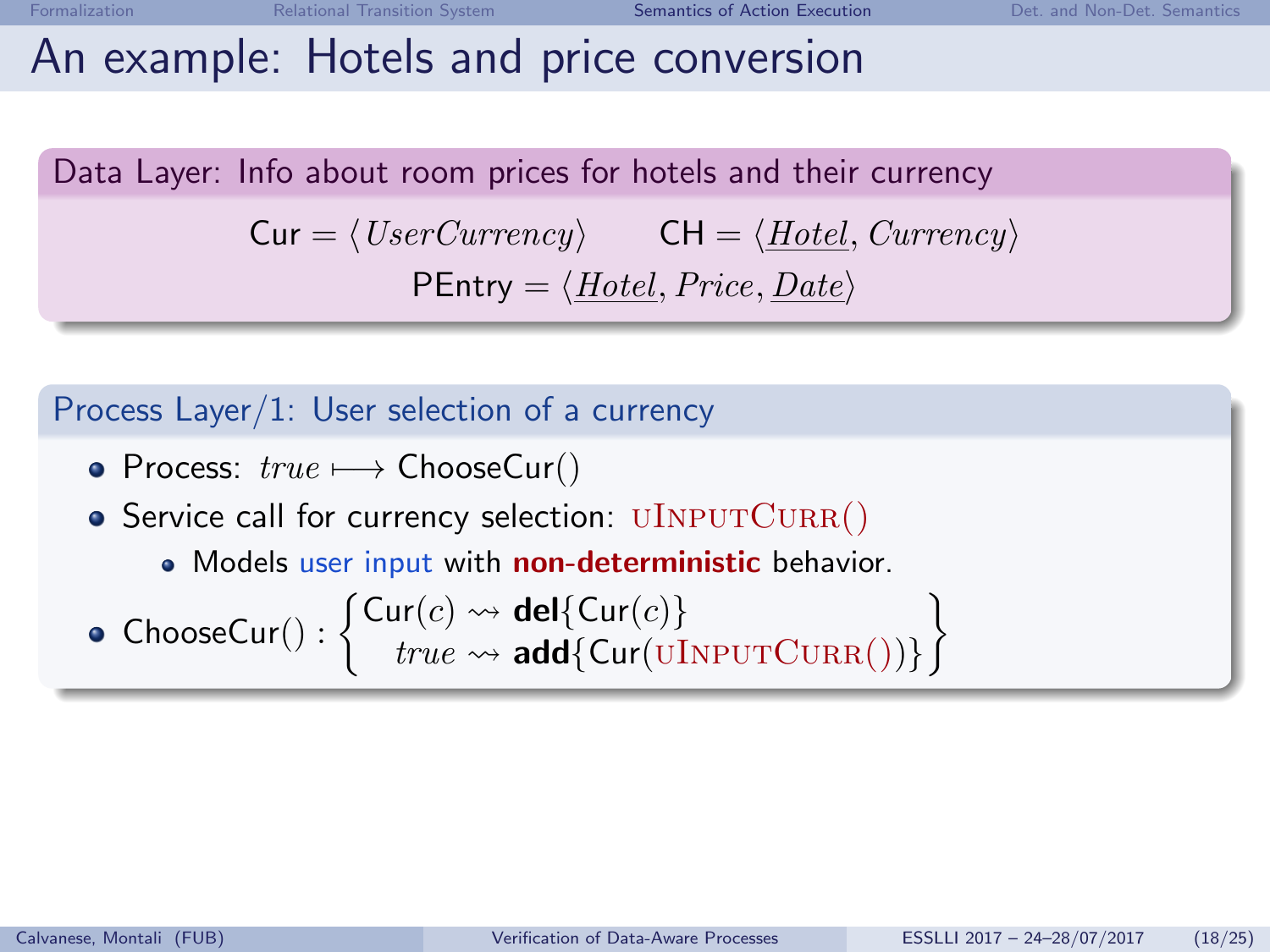# An example: Hotels and price conversion

## Data Layer: Info about room prices for hotels and their currency

$$\mathsf{Cur} = \langle \mathit{UserCurrency} \rangle \qquad \mathsf{CH} = \langle \underline{\mathit{Hotel}}, \mathit{Currency} \rangle$$

$$\mathsf{PEntry} = \langle \underline{\mathit{Hotel}}, \mathit{Price}, \underline{\mathit{Date}} \rangle$$

## Process Layer/1: User selection of a currency

- Process: $\mathit{true} \longmapsto \mathsf{ChooseCur}()$
- Service call for currency selection: $\textsc{uInputCurr}()$
  - Models user input with **non-deterministic** behavior.
- $\mathsf{ChooseCur}() : \left\{ \begin{array}{r} \mathsf{Cur}(c) \rightsquigarrow \textbf{del}\{\mathsf{Cur}(c)\} \\ \mathit{true} \rightsquigarrow \textbf{add}\{\mathsf{Cur}(\textsc{uInputCurr}())\} \end{array} \right\}$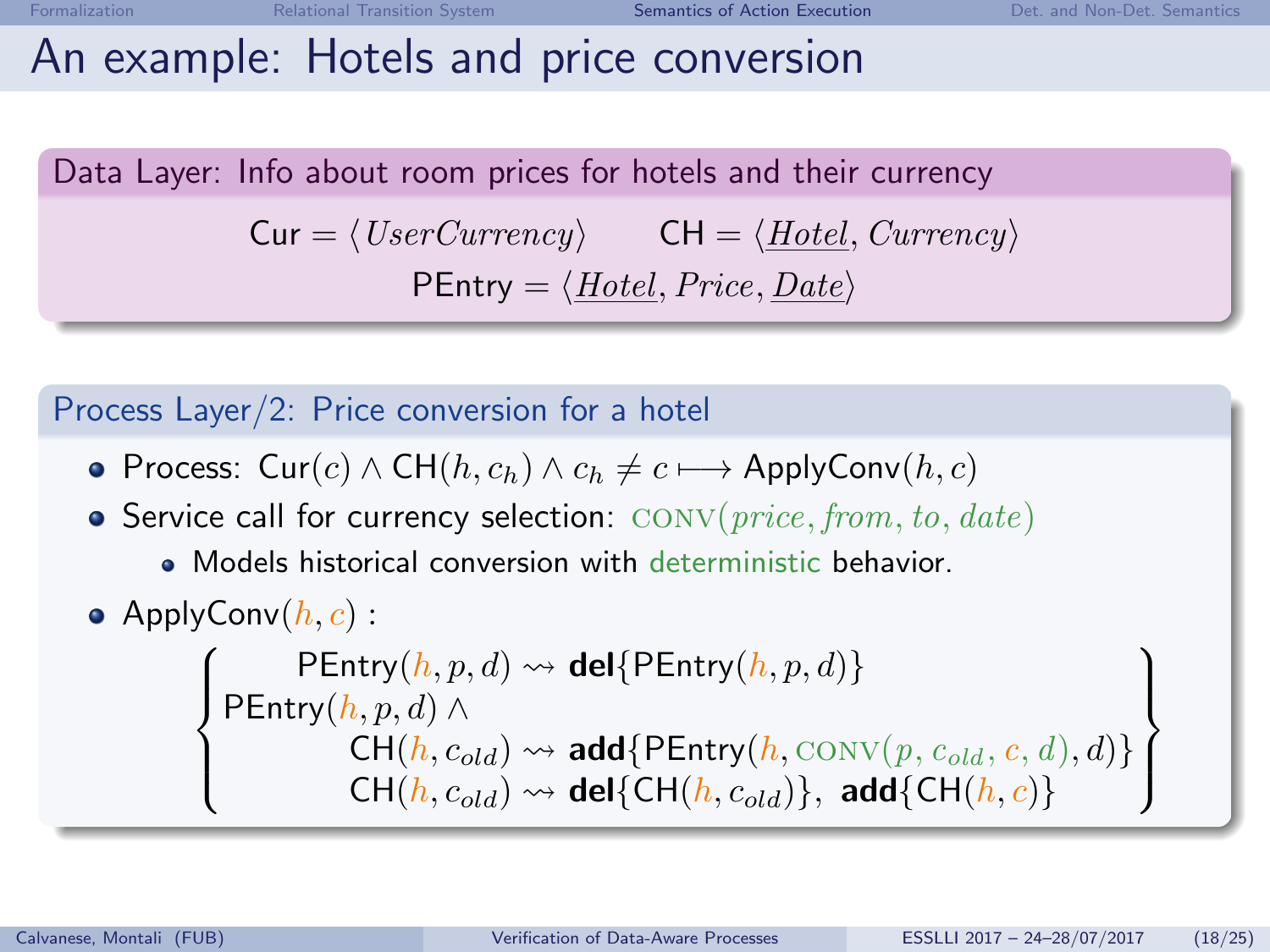# An example: Hotels and price conversion

**Data Layer: Info about room prices for hotels and their currency**

$$\mathsf{Cur} = \langle \mathit{UserCurrency} \rangle \qquad \mathsf{CH} = \langle \underline{\mathit{Hotel}}, \mathit{Currency} \rangle$$

$$\mathsf{PEntry} = \langle \underline{\mathit{Hotel}}, \mathit{Price}, \underline{\mathit{Date}} \rangle$$

**Process Layer/2: Price conversion for a hotel**

- Process: $\mathsf{Cur}(c) \land \mathsf{CH}(h, c_h) \land c_h \neq c \longmapsto \mathsf{ApplyConv}(h, c)$
- Service call for currency selection: $\textsc{conv}(\mathit{price}, \mathit{from}, \mathit{to}, \mathit{date})$
  - Models historical conversion with deterministic behavior.
- $\mathsf{ApplyConv}(h, c)$ :

$$\left\{ \begin{array}{r} \mathsf{PEntry}(h, p, d) \rightsquigarrow \mathbf{del}\{\mathsf{PEntry}(h, p, d)\} \\ \mathsf{PEntry}(h, p, d) \land \qquad\qquad\qquad\qquad\qquad\qquad\qquad\qquad \\ \mathsf{CH}(h, c_{old}) \rightsquigarrow \mathbf{add}\{\mathsf{PEntry}(h, \textsc{conv}(p, c_{old}, c, d), d)\} \\ \mathsf{CH}(h, c_{old}) \rightsquigarrow \mathbf{del}\{\mathsf{CH}(h, c_{old})\},\ \mathbf{add}\{\mathsf{CH}(h, c)\} \end{array} \right\}$$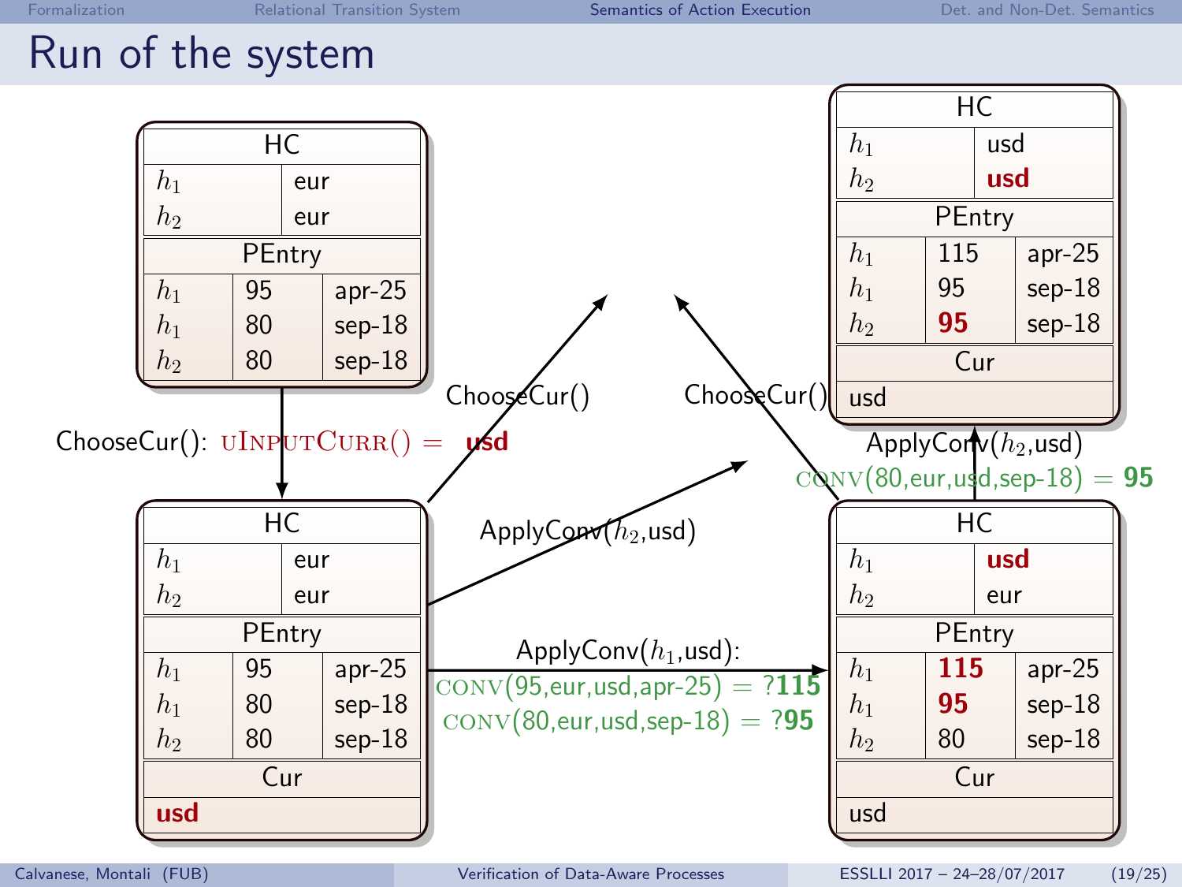# Run of the system

| HC | |
|---|---|
| $h_1$ | eur |
| $h_2$ | eur |

| PEntry | | |
|---|---|---|
| $h_1$ | 95 | apr-25 |
| $h_1$ | 80 | sep-18 |
| $h_2$ | 80 | sep-18 |

ChooseCur(): uInputCurr() = **usd**

| HC | |
|---|---|
| $h_1$ | eur |
| $h_2$ | eur |

| PEntry | | |
|---|---|---|
| $h_1$ | 95 | apr-25 |
| $h_1$ | 80 | sep-18 |
| $h_2$ | 80 | sep-18 |

| Cur |
|---|
| **usd** |

ChooseCur()

ApplyConv($h_2$,usd)

ApplyConv($h_1$,usd):
conv(95,eur,usd,apr-25) = ?**115**
conv(80,eur,usd,sep-18) = ?**95**

| HC | |
|---|---|
| $h_1$ | **usd** |
| $h_2$ | eur |

| PEntry | | |
|---|---|---|
| $h_1$ | **115** | apr-25 |
| $h_1$ | **95** | sep-18 |
| $h_2$ | 80 | sep-18 |

| Cur |
|---|
| usd |

ChooseCur()

ApplyConv($h_2$,usd)
conv(80,eur,usd,sep-18) = **95**

| HC | |
|---|---|
| $h_1$ | usd |
| $h_2$ | **usd** |

| PEntry | | |
|---|---|---|
| $h_1$ | 115 | apr-25 |
| $h_1$ | 95 | sep-18 |
| $h_2$ | **95** | sep-18 |

| Cur |
|---|
| usd |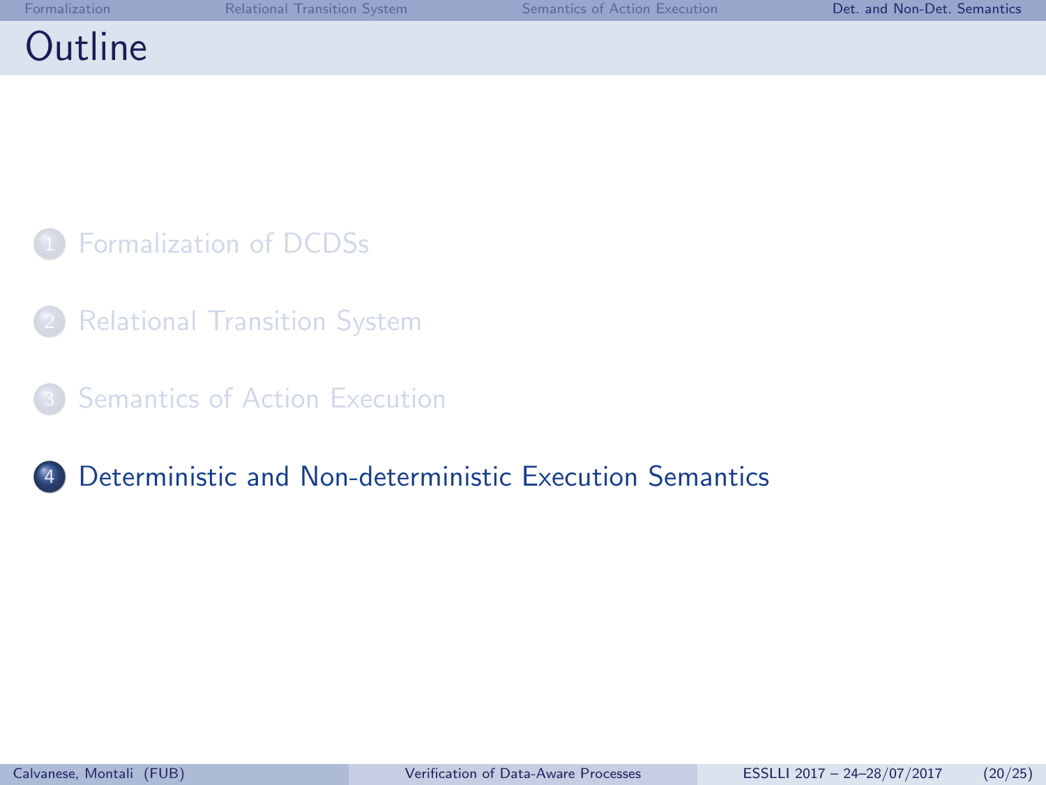# Outline

1. Formalization of DCDSs
2. Relational Transition System
3. Semantics of Action Execution
4. Deterministic and Non-deterministic Execution Semantics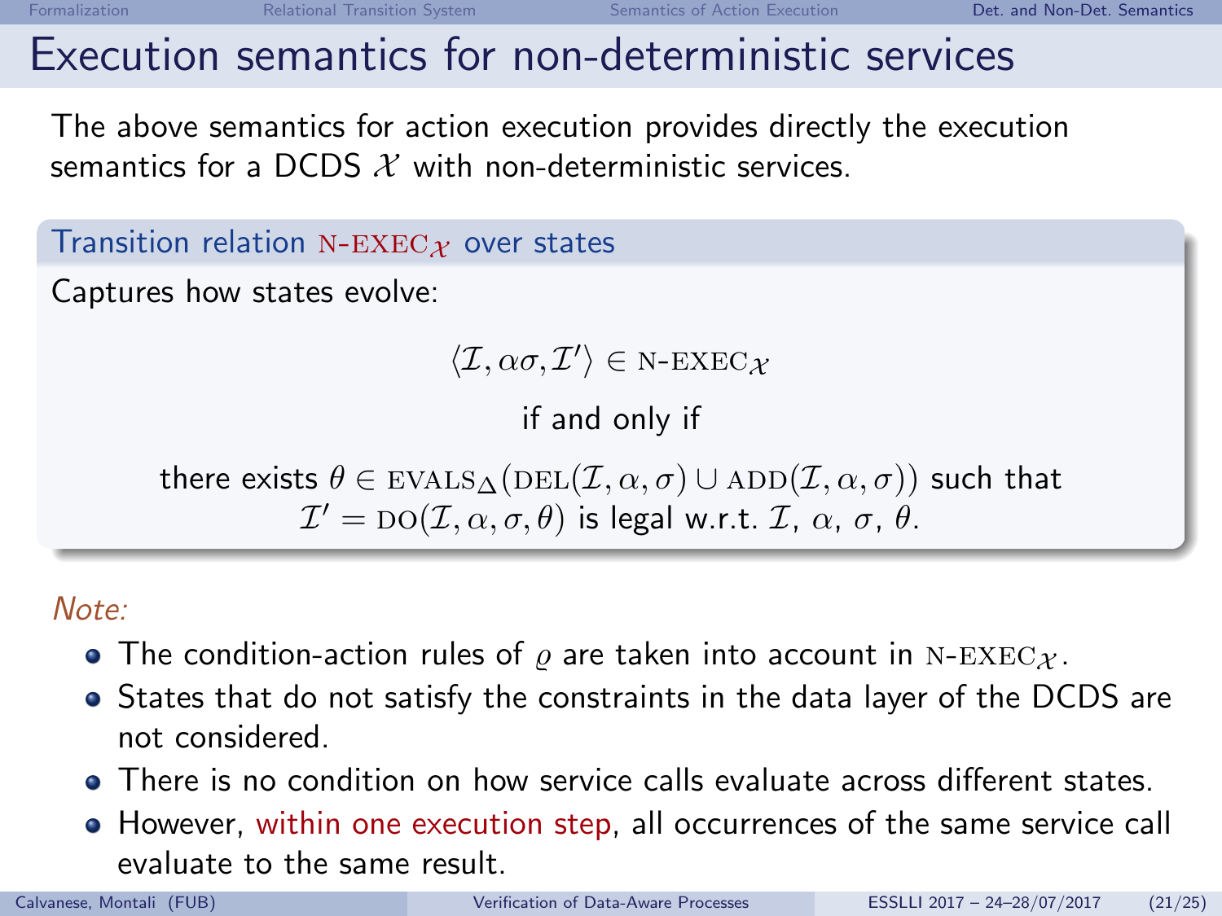# Execution semantics for non-deterministic services

The above semantics for action execution provides directly the execution semantics for a DCDS $\mathcal{X}$ with non-deterministic services.

### Transition relation $\text{N-EXEC}_{\mathcal{X}}$ over states

Captures how states evolve:

$$\langle \mathcal{I}, \alpha\sigma, \mathcal{I}' \rangle \in \text{N-EXEC}_{\mathcal{X}}$$

if and only if

there exists $\theta \in \text{EVALS}_{\Delta}(\text{DEL}(\mathcal{I}, \alpha, \sigma) \cup \text{ADD}(\mathcal{I}, \alpha, \sigma))$ such that $\mathcal{I}' = \text{DO}(\mathcal{I}, \alpha, \sigma, \theta)$ is legal w.r.t. $\mathcal{I}$, $\alpha$, $\sigma$, $\theta$.

*Note:*

- The condition-action rules of $\varrho$ are taken into account in $\text{N-EXEC}_{\mathcal{X}}$.
- States that do not satisfy the constraints in the data layer of the DCDS are not considered.
- There is no condition on how service calls evaluate across different states.
- However, within one execution step, all occurrences of the same service call evaluate to the same result.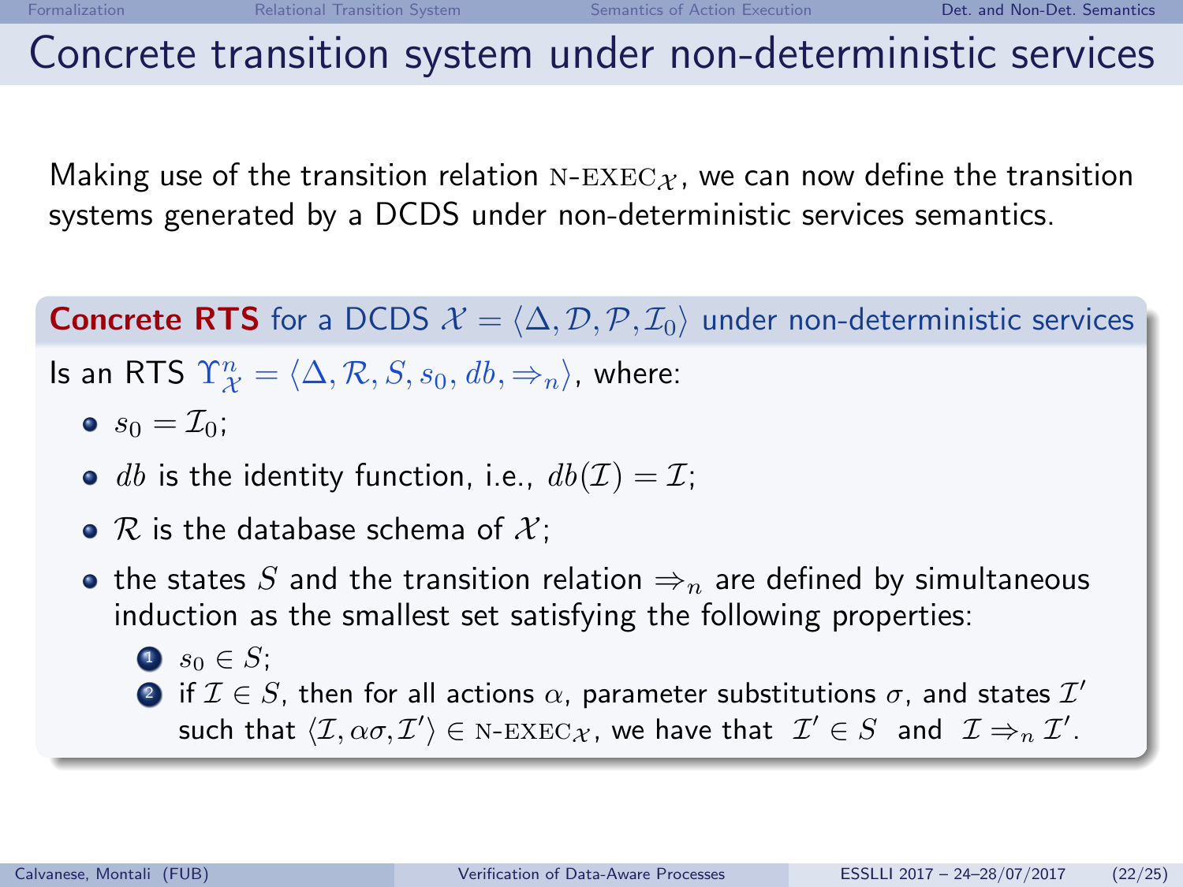# Concrete transition system under non-deterministic services

Making use of the transition relation $\text{N-EXEC}_{\mathcal{X}}$, we can now define the transition systems generated by a DCDS under non-deterministic services semantics.

**Concrete RTS** for a DCDS $\mathcal{X} = \langle \Delta, \mathcal{D}, \mathcal{P}, \mathcal{I}_0 \rangle$ under non-deterministic services

Is an RTS $\Upsilon^n_{\mathcal{X}} = \langle \Delta, \mathcal{R}, S, s_0, db, \Rightarrow_n \rangle$, where:

- $s_0 = \mathcal{I}_0$;
- $db$ is the identity function, i.e., $db(\mathcal{I}) = \mathcal{I}$;
- $\mathcal{R}$ is the database schema of $\mathcal{X}$;
- the states $S$ and the transition relation $\Rightarrow_n$ are defined by simultaneous induction as the smallest set satisfying the following properties:
  1. $s_0 \in S$;
  2. if $\mathcal{I} \in S$, then for all actions $\alpha$, parameter substitutions $\sigma$, and states $\mathcal{I}'$ such that $\langle \mathcal{I}, \alpha\sigma, \mathcal{I}' \rangle \in \text{N-EXEC}_{\mathcal{X}}$, we have that $\mathcal{I}' \in S$ and $\mathcal{I} \Rightarrow_n \mathcal{I}'$.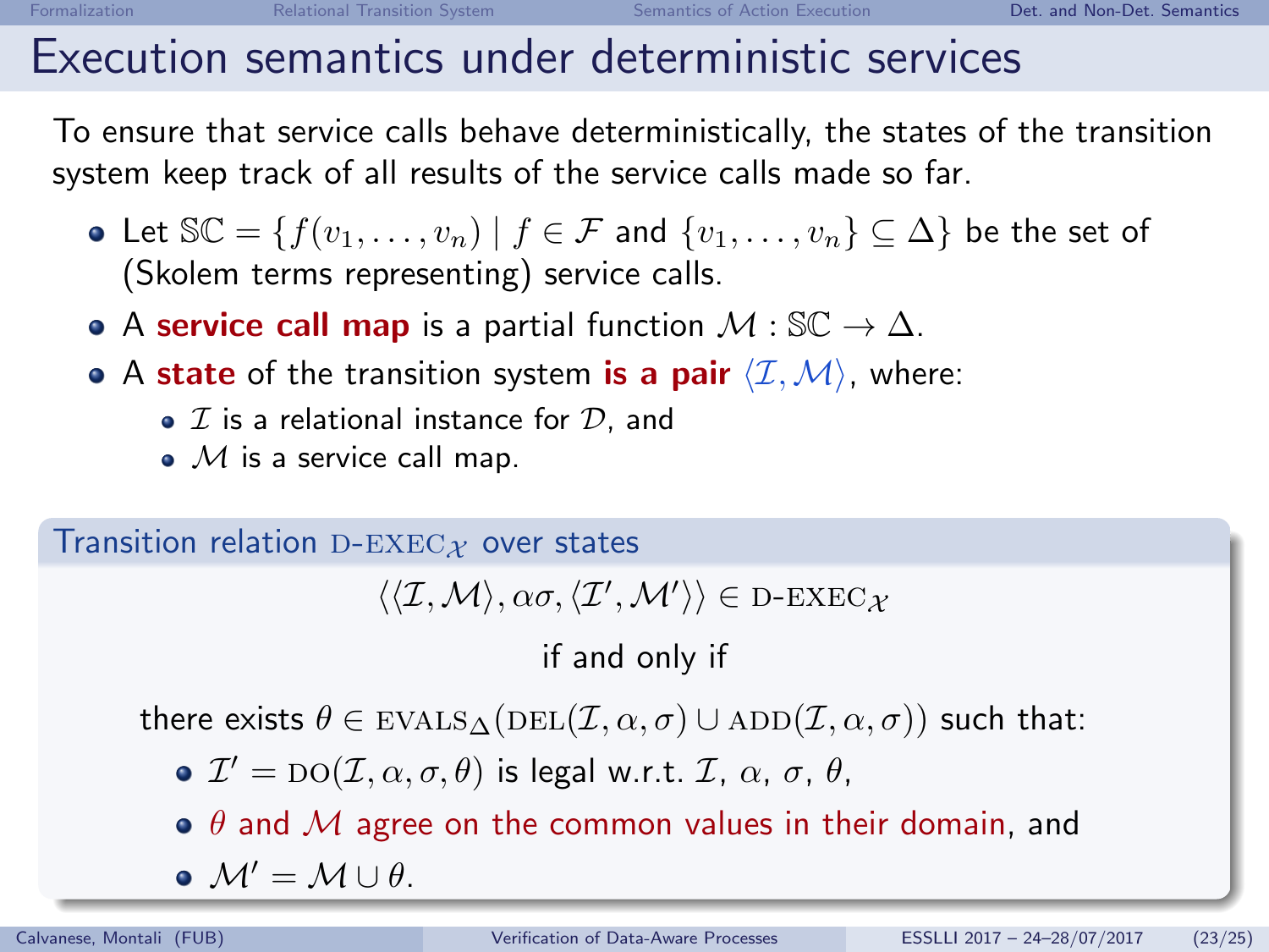# Execution semantics under deterministic services

To ensure that service calls behave deterministically, the states of the transition system keep track of all results of the service calls made so far.

- Let $\mathbb{SC} = \{f(v_1, \ldots, v_n) \mid f \in \mathcal{F} \text{ and } \{v_1, \ldots, v_n\} \subseteq \Delta\}$ be the set of (Skolem terms representing) service calls.
- A **service call map** is a partial function $\mathcal{M} : \mathbb{SC} \to \Delta$.
- A **state** of the transition system **is a pair** $\langle \mathcal{I}, \mathcal{M} \rangle$, where:
  - $\mathcal{I}$ is a relational instance for $\mathcal{D}$, and
  - $\mathcal{M}$ is a service call map.

## Transition relation $\text{D-EXEC}_{\mathcal{X}}$ over states

$$\langle \langle \mathcal{I}, \mathcal{M} \rangle, \alpha\sigma, \langle \mathcal{I}', \mathcal{M}' \rangle \rangle \in \text{D-EXEC}_{\mathcal{X}}$$

if and only if

there exists $\theta \in \text{EVALS}_{\Delta}(\text{DEL}(\mathcal{I}, \alpha, \sigma) \cup \text{ADD}(\mathcal{I}, \alpha, \sigma))$ such that:

- $\mathcal{I}' = \text{DO}(\mathcal{I}, \alpha, \sigma, \theta)$ is legal w.r.t. $\mathcal{I}$, $\alpha$, $\sigma$, $\theta$,
- $\theta$ and $\mathcal{M}$ agree on the common values in their domain, and
- $\mathcal{M}' = \mathcal{M} \cup \theta$.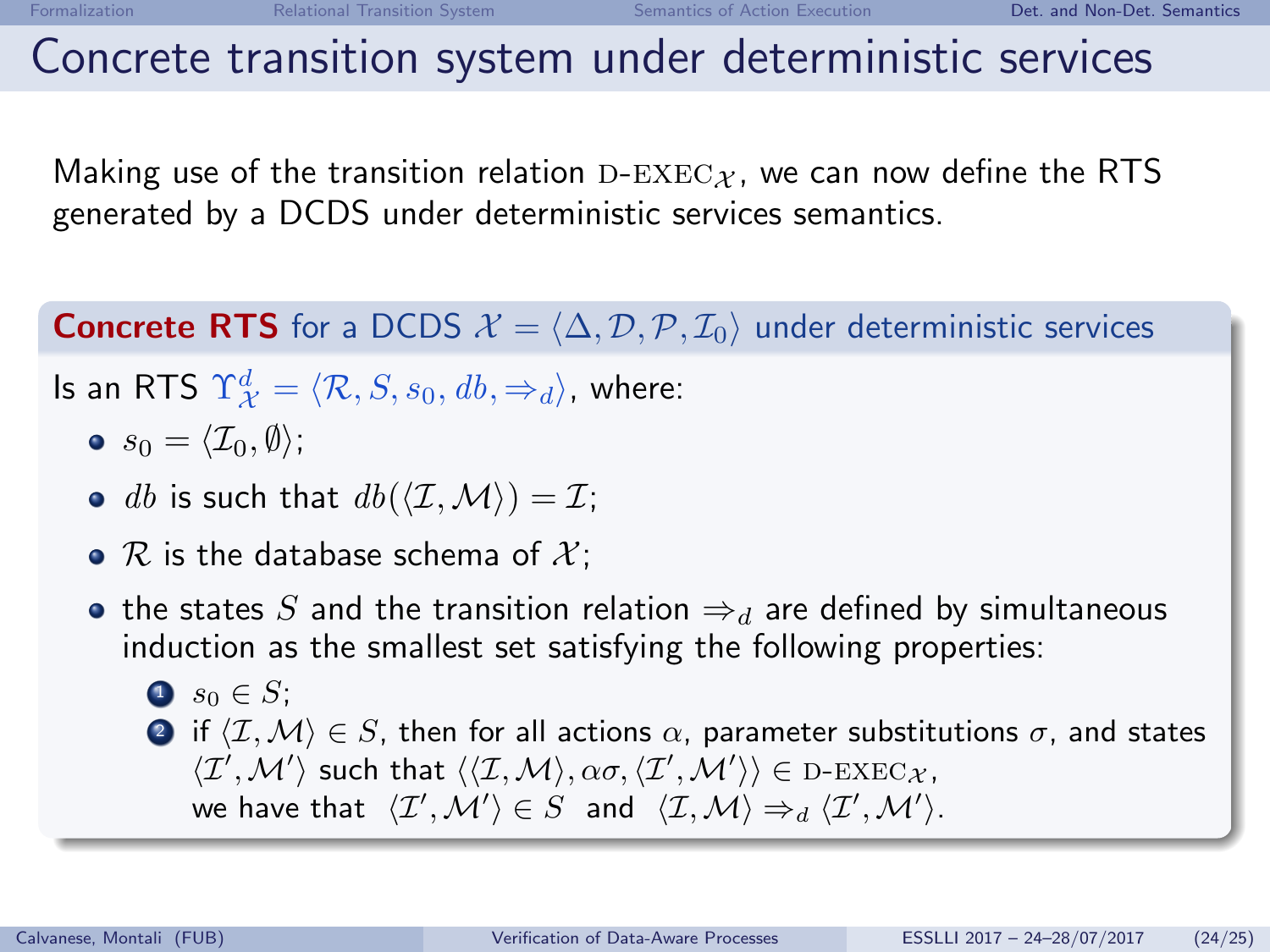# Concrete transition system under deterministic services

Making use of the transition relation $\text{D-EXEC}_{\mathcal{X}}$, we can now define the RTS generated by a DCDS under deterministic services semantics.

**Concrete RTS** for a DCDS $\mathcal{X} = \langle \Delta, \mathcal{D}, \mathcal{P}, \mathcal{I}_0 \rangle$ under deterministic services

Is an RTS $\Upsilon^d_{\mathcal{X}} = \langle \mathcal{R}, S, s_0, db, \Rightarrow_d \rangle$, where:

- $s_0 = \langle \mathcal{I}_0, \emptyset \rangle$;
- $db$ is such that $db(\langle \mathcal{I}, \mathcal{M} \rangle) = \mathcal{I}$;
- $\mathcal{R}$ is the database schema of $\mathcal{X}$;
- the states $S$ and the transition relation $\Rightarrow_d$ are defined by simultaneous induction as the smallest set satisfying the following properties:
  1. $s_0 \in S$;
  2. if $\langle \mathcal{I}, \mathcal{M} \rangle \in S$, then for all actions $\alpha$, parameter substitutions $\sigma$, and states $\langle \mathcal{I}', \mathcal{M}' \rangle$ such that $\langle \langle \mathcal{I}, \mathcal{M} \rangle, \alpha\sigma, \langle \mathcal{I}', \mathcal{M}' \rangle \rangle \in \text{D-EXEC}_{\mathcal{X}}$, we have that $\langle \mathcal{I}', \mathcal{M}' \rangle \in S$ and $\langle \mathcal{I}, \mathcal{M} \rangle \Rightarrow_d \langle \mathcal{I}', \mathcal{M}' \rangle$.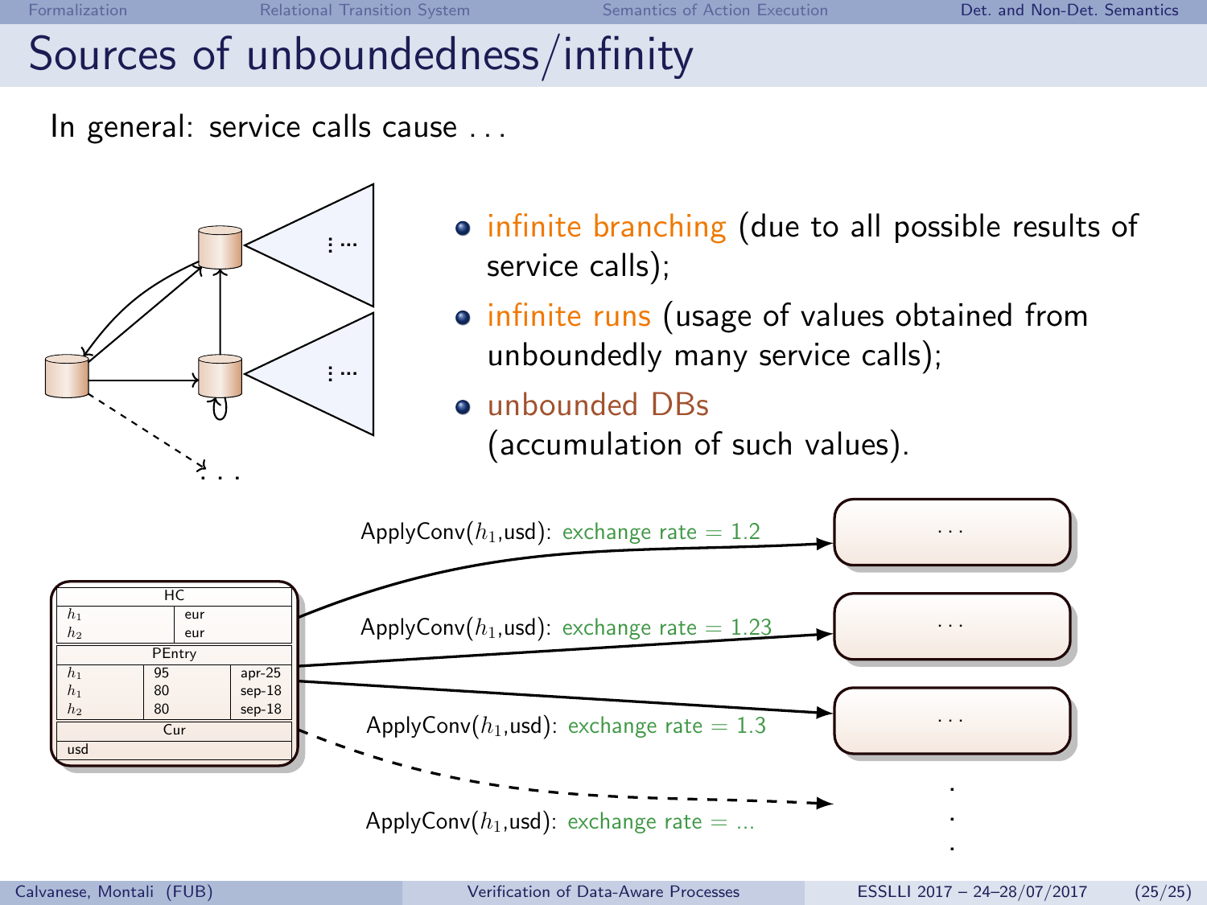# Sources of unboundedness/infinity

In general: service calls cause . . .

- infinite branching (due to all possible results of service calls);
- infinite runs (usage of values obtained from unboundedly many service calls);
- unbounded DBs (accumulation of such values).

| HC | |
|---|---|
| $h_1$ | eur |
| $h_2$ | eur |

| PEntry | | |
|---|---|---|
| $h_1$ | 95 | apr-25 |
| $h_1$ | 80 | sep-18 |
| $h_2$ | 80 | sep-18 |

| Cur |
|---|
| usd |

ApplyConv($h_1$,usd): exchange rate = 1.2

ApplyConv($h_1$,usd): exchange rate = 1.23

ApplyConv($h_1$,usd): exchange rate = 1.3

ApplyConv($h_1$,usd): exchange rate = ...